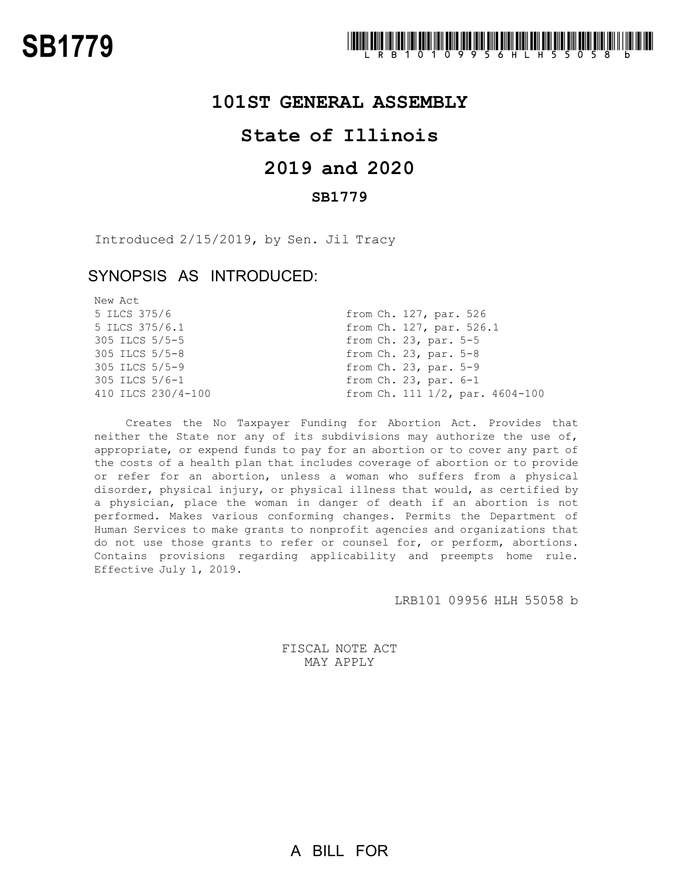# SB1779

LRB101 09956 HLH 55058 b

## 101ST GENERAL ASSEMBLY

## State of Illinois

## 2019 and 2020

### SB1779

Introduced 2/15/2019, by Sen. Jil Tracy

### SYNOPSIS AS INTRODUCED:

| | |
|---|---|
| New Act | |
| 5 ILCS 375/6 | from Ch. 127, par. 526 |
| 5 ILCS 375/6.1 | from Ch. 127, par. 526.1 |
| 305 ILCS 5/5-5 | from Ch. 23, par. 5-5 |
| 305 ILCS 5/5-8 | from Ch. 23, par. 5-8 |
| 305 ILCS 5/5-9 | from Ch. 23, par. 5-9 |
| 305 ILCS 5/6-1 | from Ch. 23, par. 6-1 |
| 410 ILCS 230/4-100 | from Ch. 111 1/2, par. 4604-100 |

Creates the No Taxpayer Funding for Abortion Act. Provides that neither the State nor any of its subdivisions may authorize the use of, appropriate, or expend funds to pay for an abortion or to cover any part of the costs of a health plan that includes coverage of abortion or to provide or refer for an abortion, unless a woman who suffers from a physical disorder, physical injury, or physical illness that would, as certified by a physician, place the woman in danger of death if an abortion is not performed. Makes various conforming changes. Permits the Department of Human Services to make grants to nonprofit agencies and organizations that do not use those grants to refer or counsel for, or perform, abortions. Contains provisions regarding applicability and preempts home rule. Effective July 1, 2019.

LRB101 09956 HLH 55058 b

FISCAL NOTE ACT
MAY APPLY

A BILL FOR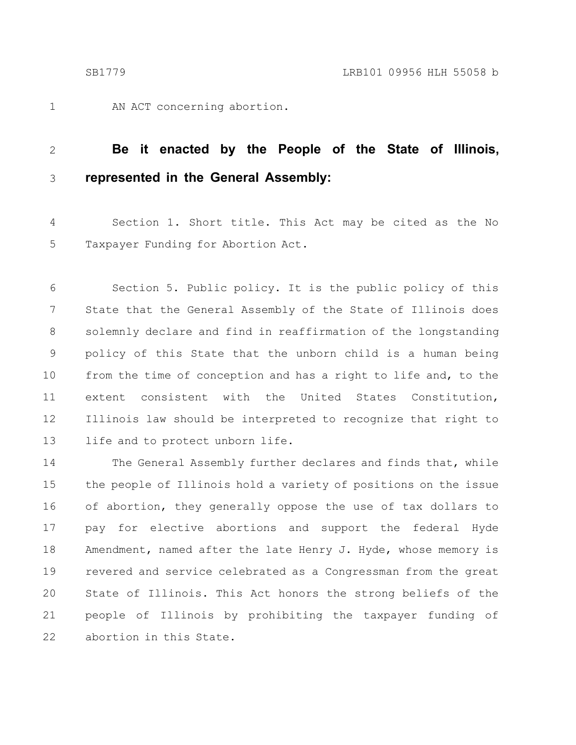AN ACT concerning abortion.

**Be it enacted by the People of the State of Illinois, represented in the General Assembly:**

Section 1. Short title. This Act may be cited as the No Taxpayer Funding for Abortion Act.

Section 5. Public policy. It is the public policy of this State that the General Assembly of the State of Illinois does solemnly declare and find in reaffirmation of the longstanding policy of this State that the unborn child is a human being from the time of conception and has a right to life and, to the extent consistent with the United States Constitution, Illinois law should be interpreted to recognize that right to life and to protect unborn life.

The General Assembly further declares and finds that, while the people of Illinois hold a variety of positions on the issue of abortion, they generally oppose the use of tax dollars to pay for elective abortions and support the federal Hyde Amendment, named after the late Henry J. Hyde, whose memory is revered and service celebrated as a Congressman from the great State of Illinois. This Act honors the strong beliefs of the people of Illinois by prohibiting the taxpayer funding of abortion in this State.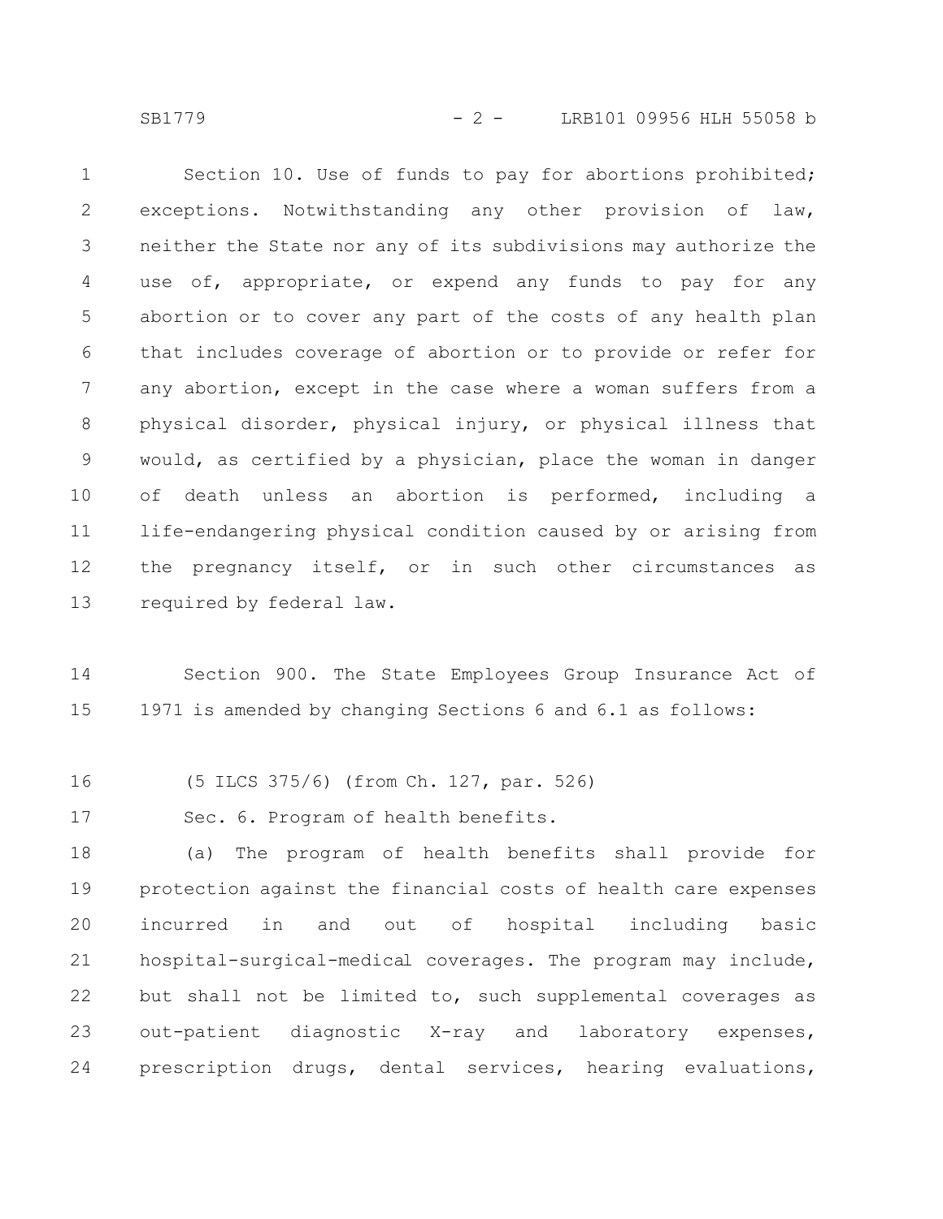Section 10. Use of funds to pay for abortions prohibited; exceptions. Notwithstanding any other provision of law, neither the State nor any of its subdivisions may authorize the use of, appropriate, or expend any funds to pay for any abortion or to cover any part of the costs of any health plan that includes coverage of abortion or to provide or refer for any abortion, except in the case where a woman suffers from a physical disorder, physical injury, or physical illness that would, as certified by a physician, place the woman in danger of death unless an abortion is performed, including a life-endangering physical condition caused by or arising from the pregnancy itself, or in such other circumstances as required by federal law.

Section 900. The State Employees Group Insurance Act of 1971 is amended by changing Sections 6 and 6.1 as follows:

(5 ILCS 375/6) (from Ch. 127, par. 526)

Sec. 6. Program of health benefits.

(a) The program of health benefits shall provide for protection against the financial costs of health care expenses incurred in and out of hospital including basic hospital-surgical-medical coverages. The program may include, but shall not be limited to, such supplemental coverages as out-patient diagnostic X-ray and laboratory expenses, prescription drugs, dental services, hearing evaluations,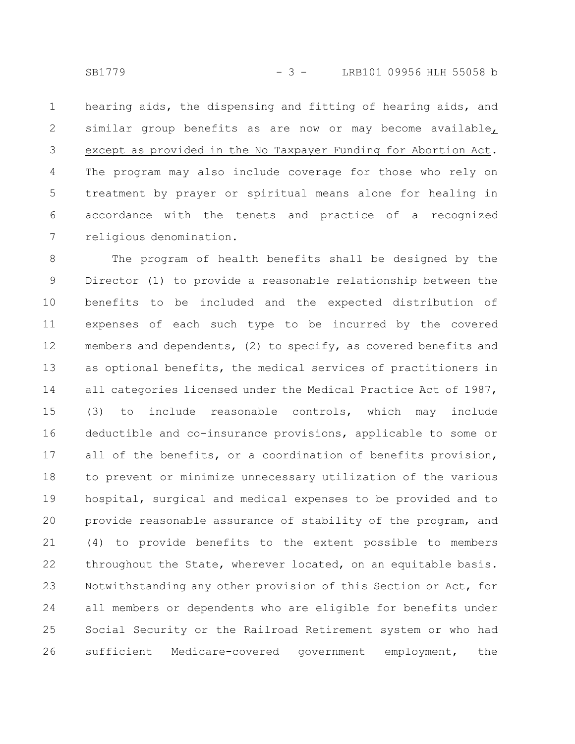hearing aids, the dispensing and fitting of hearing aids, and similar group benefits as are now or may become available<u>, except as provided in the No Taxpayer Funding for Abortion Act</u>. The program may also include coverage for those who rely on treatment by prayer or spiritual means alone for healing in accordance with the tenets and practice of a recognized religious denomination.

The program of health benefits shall be designed by the Director (1) to provide a reasonable relationship between the benefits to be included and the expected distribution of expenses of each such type to be incurred by the covered members and dependents, (2) to specify, as covered benefits and as optional benefits, the medical services of practitioners in all categories licensed under the Medical Practice Act of 1987, (3) to include reasonable controls, which may include deductible and co-insurance provisions, applicable to some or all of the benefits, or a coordination of benefits provision, to prevent or minimize unnecessary utilization of the various hospital, surgical and medical expenses to be provided and to provide reasonable assurance of stability of the program, and (4) to provide benefits to the extent possible to members throughout the State, wherever located, on an equitable basis. Notwithstanding any other provision of this Section or Act, for all members or dependents who are eligible for benefits under Social Security or the Railroad Retirement system or who had sufficient Medicare-covered government employment, the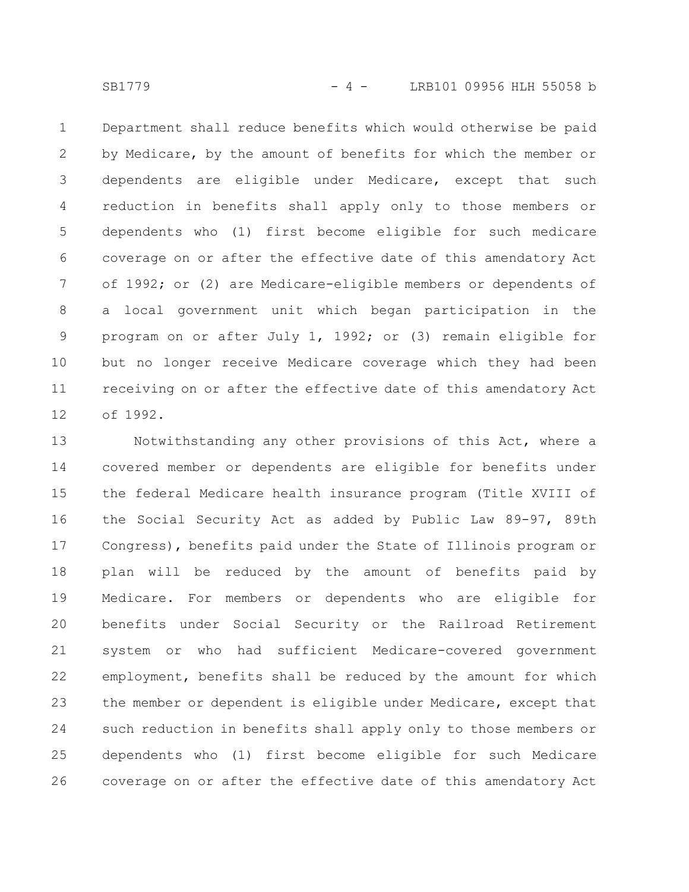Department shall reduce benefits which would otherwise be paid by Medicare, by the amount of benefits for which the member or dependents are eligible under Medicare, except that such reduction in benefits shall apply only to those members or dependents who (1) first become eligible for such medicare coverage on or after the effective date of this amendatory Act of 1992; or (2) are Medicare-eligible members or dependents of a local government unit which began participation in the program on or after July 1, 1992; or (3) remain eligible for but no longer receive Medicare coverage which they had been receiving on or after the effective date of this amendatory Act of 1992.

Notwithstanding any other provisions of this Act, where a covered member or dependents are eligible for benefits under the federal Medicare health insurance program (Title XVIII of the Social Security Act as added by Public Law 89-97, 89th Congress), benefits paid under the State of Illinois program or plan will be reduced by the amount of benefits paid by Medicare. For members or dependents who are eligible for benefits under Social Security or the Railroad Retirement system or who had sufficient Medicare-covered government employment, benefits shall be reduced by the amount for which the member or dependent is eligible under Medicare, except that such reduction in benefits shall apply only to those members or dependents who (1) first become eligible for such Medicare coverage on or after the effective date of this amendatory Act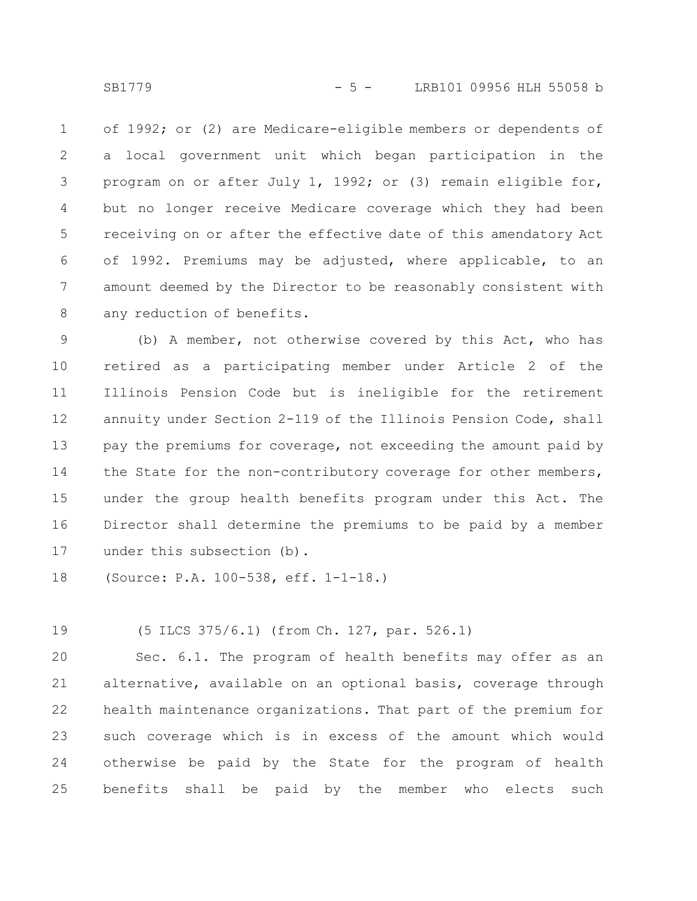of 1992; or (2) are Medicare-eligible members or dependents of a local government unit which began participation in the program on or after July 1, 1992; or (3) remain eligible for, but no longer receive Medicare coverage which they had been receiving on or after the effective date of this amendatory Act of 1992. Premiums may be adjusted, where applicable, to an amount deemed by the Director to be reasonably consistent with any reduction of benefits.

(b) A member, not otherwise covered by this Act, who has retired as a participating member under Article 2 of the Illinois Pension Code but is ineligible for the retirement annuity under Section 2-119 of the Illinois Pension Code, shall pay the premiums for coverage, not exceeding the amount paid by the State for the non-contributory coverage for other members, under the group health benefits program under this Act. The Director shall determine the premiums to be paid by a member under this subsection (b).

(Source: P.A. 100-538, eff. 1-1-18.)

(5 ILCS 375/6.1) (from Ch. 127, par. 526.1)

Sec. 6.1. The program of health benefits may offer as an alternative, available on an optional basis, coverage through health maintenance organizations. That part of the premium for such coverage which is in excess of the amount which would otherwise be paid by the State for the program of health benefits shall be paid by the member who elects such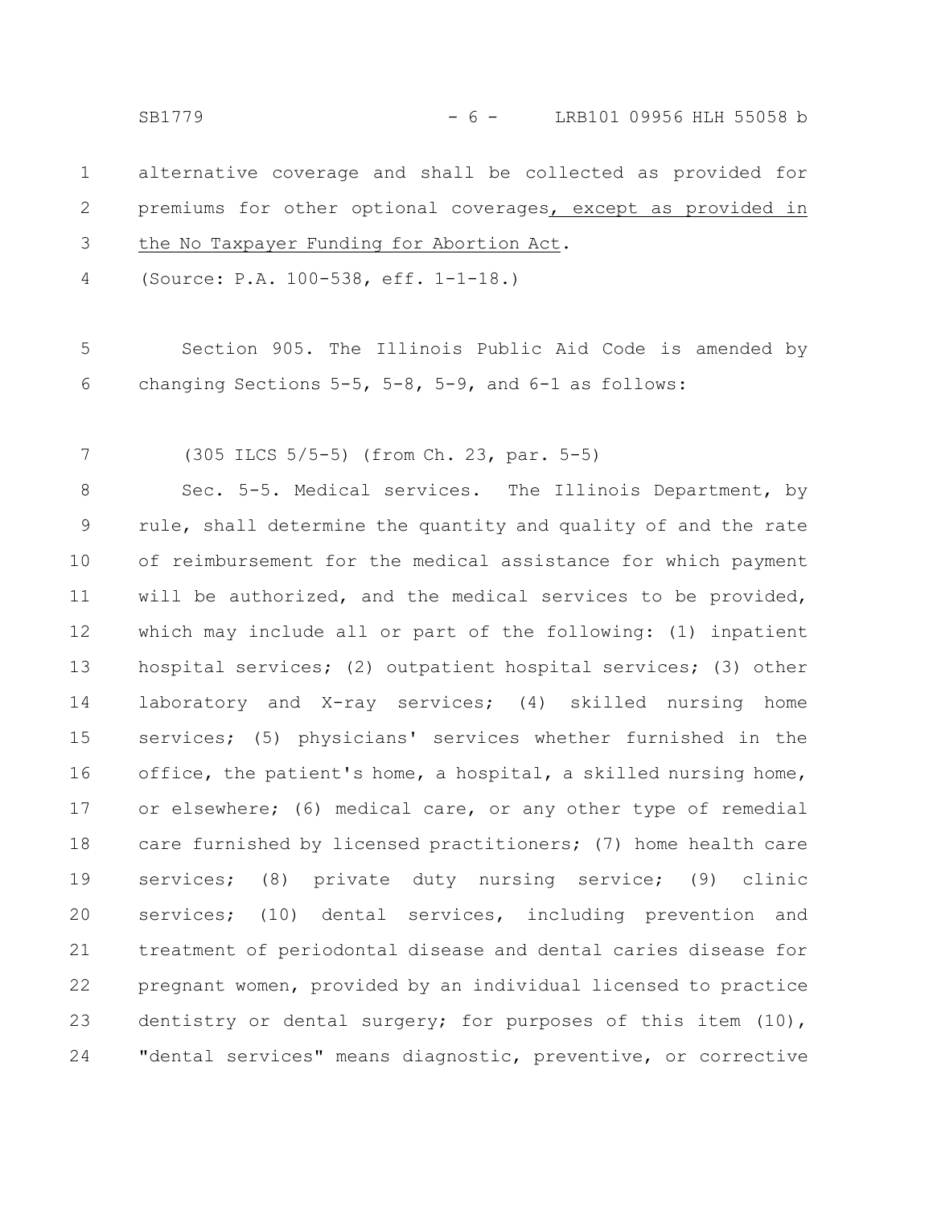alternative coverage and shall be collected as provided for premiums for other optional coverages, except as provided in the No Taxpayer Funding for Abortion Act.

(Source: P.A. 100-538, eff. 1-1-18.)

Section 905. The Illinois Public Aid Code is amended by changing Sections 5-5, 5-8, 5-9, and 6-1 as follows:

(305 ILCS 5/5-5) (from Ch. 23, par. 5-5)

Sec. 5-5. Medical services. The Illinois Department, by rule, shall determine the quantity and quality of and the rate of reimbursement for the medical assistance for which payment will be authorized, and the medical services to be provided, which may include all or part of the following: (1) inpatient hospital services; (2) outpatient hospital services; (3) other laboratory and X-ray services; (4) skilled nursing home services; (5) physicians' services whether furnished in the office, the patient's home, a hospital, a skilled nursing home, or elsewhere; (6) medical care, or any other type of remedial care furnished by licensed practitioners; (7) home health care services; (8) private duty nursing service; (9) clinic services; (10) dental services, including prevention and treatment of periodontal disease and dental caries disease for pregnant women, provided by an individual licensed to practice dentistry or dental surgery; for purposes of this item (10), "dental services" means diagnostic, preventive, or corrective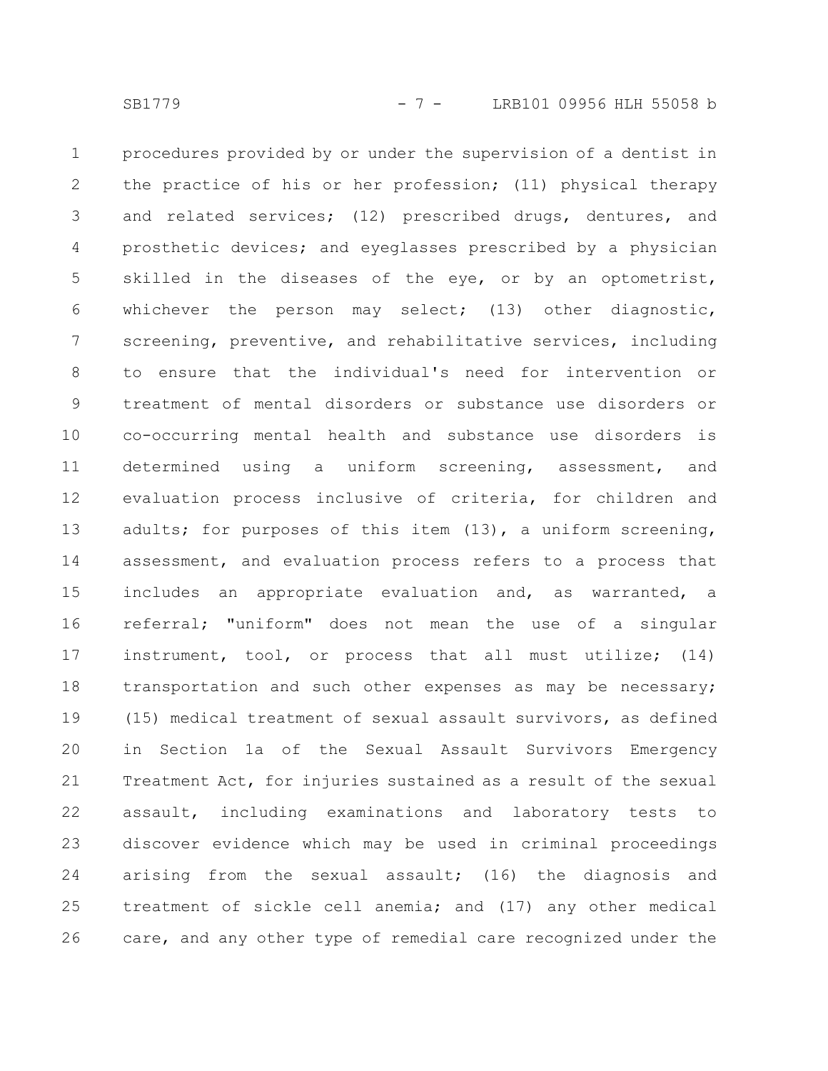procedures provided by or under the supervision of a dentist in the practice of his or her profession; (11) physical therapy and related services; (12) prescribed drugs, dentures, and prosthetic devices; and eyeglasses prescribed by a physician skilled in the diseases of the eye, or by an optometrist, whichever the person may select; (13) other diagnostic, screening, preventive, and rehabilitative services, including to ensure that the individual's need for intervention or treatment of mental disorders or substance use disorders or co-occurring mental health and substance use disorders is determined using a uniform screening, assessment, and evaluation process inclusive of criteria, for children and adults; for purposes of this item (13), a uniform screening, assessment, and evaluation process refers to a process that includes an appropriate evaluation and, as warranted, a referral; "uniform" does not mean the use of a singular instrument, tool, or process that all must utilize; (14) transportation and such other expenses as may be necessary; (15) medical treatment of sexual assault survivors, as defined in Section 1a of the Sexual Assault Survivors Emergency Treatment Act, for injuries sustained as a result of the sexual assault, including examinations and laboratory tests to discover evidence which may be used in criminal proceedings arising from the sexual assault; (16) the diagnosis and treatment of sickle cell anemia; and (17) any other medical care, and any other type of remedial care recognized under the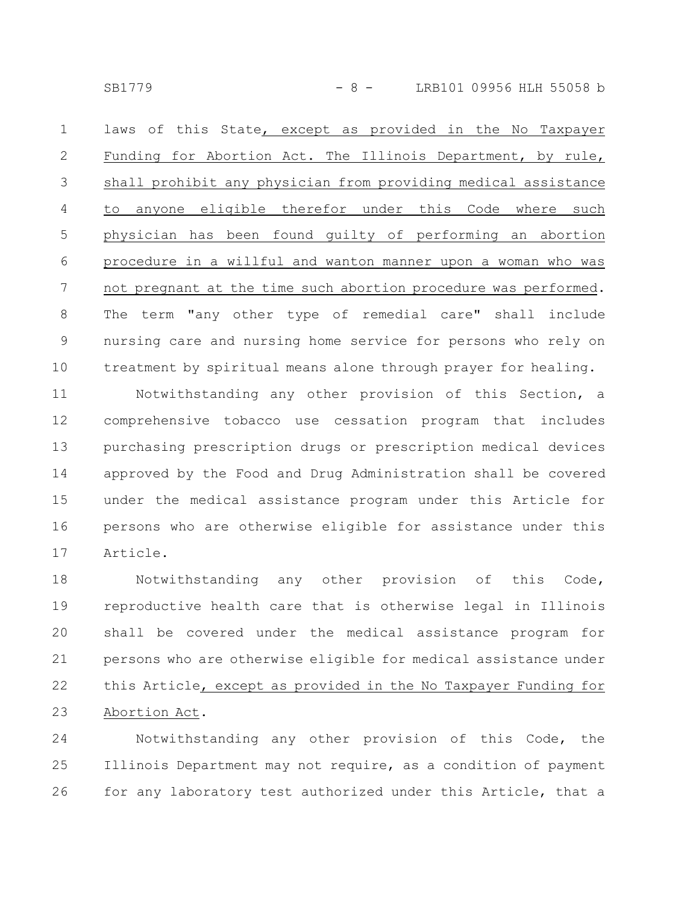laws of this State, except as provided in the No Taxpayer Funding for Abortion Act. The Illinois Department, by rule, shall prohibit any physician from providing medical assistance to anyone eligible therefor under this Code where such physician has been found guilty of performing an abortion procedure in a willful and wanton manner upon a woman who was not pregnant at the time such abortion procedure was performed. The term "any other type of remedial care" shall include nursing care and nursing home service for persons who rely on treatment by spiritual means alone through prayer for healing.

Notwithstanding any other provision of this Section, a comprehensive tobacco use cessation program that includes purchasing prescription drugs or prescription medical devices approved by the Food and Drug Administration shall be covered under the medical assistance program under this Article for persons who are otherwise eligible for assistance under this Article.

Notwithstanding any other provision of this Code, reproductive health care that is otherwise legal in Illinois shall be covered under the medical assistance program for persons who are otherwise eligible for medical assistance under this Article, except as provided in the No Taxpayer Funding for Abortion Act.

Notwithstanding any other provision of this Code, the Illinois Department may not require, as a condition of payment for any laboratory test authorized under this Article, that a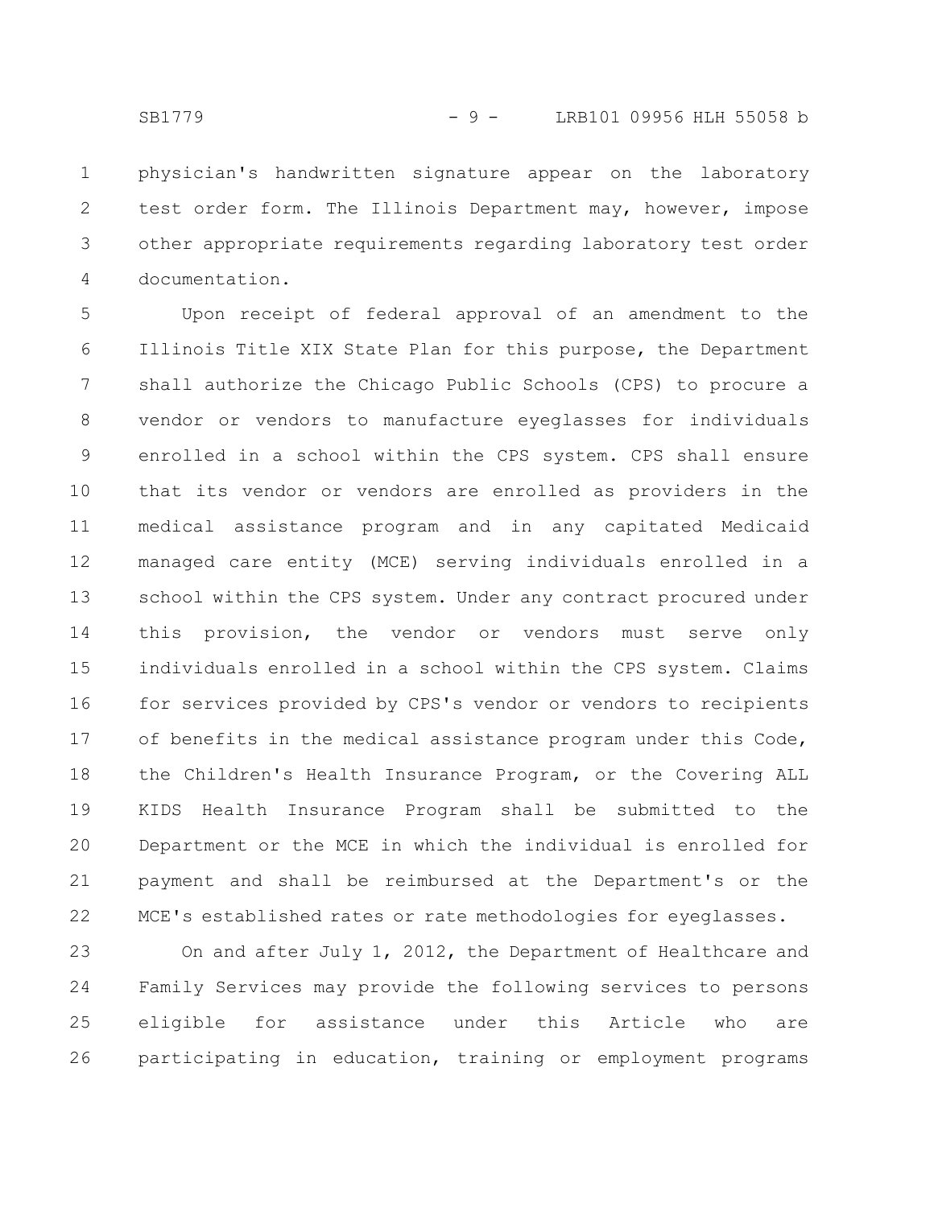physician's handwritten signature appear on the laboratory test order form. The Illinois Department may, however, impose other appropriate requirements regarding laboratory test order documentation.

Upon receipt of federal approval of an amendment to the Illinois Title XIX State Plan for this purpose, the Department shall authorize the Chicago Public Schools (CPS) to procure a vendor or vendors to manufacture eyeglasses for individuals enrolled in a school within the CPS system. CPS shall ensure that its vendor or vendors are enrolled as providers in the medical assistance program and in any capitated Medicaid managed care entity (MCE) serving individuals enrolled in a school within the CPS system. Under any contract procured under this provision, the vendor or vendors must serve only individuals enrolled in a school within the CPS system. Claims for services provided by CPS's vendor or vendors to recipients of benefits in the medical assistance program under this Code, the Children's Health Insurance Program, or the Covering ALL KIDS Health Insurance Program shall be submitted to the Department or the MCE in which the individual is enrolled for payment and shall be reimbursed at the Department's or the MCE's established rates or rate methodologies for eyeglasses.

On and after July 1, 2012, the Department of Healthcare and Family Services may provide the following services to persons eligible for assistance under this Article who are participating in education, training or employment programs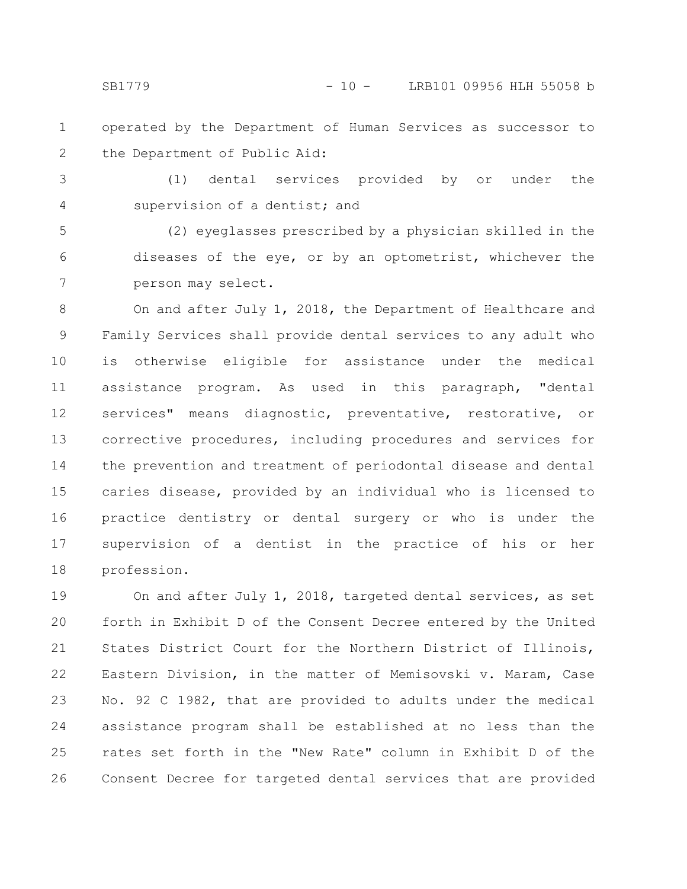operated by the Department of Human Services as successor to the Department of Public Aid:

(1) dental services provided by or under the supervision of a dentist; and

(2) eyeglasses prescribed by a physician skilled in the diseases of the eye, or by an optometrist, whichever the person may select.

On and after July 1, 2018, the Department of Healthcare and Family Services shall provide dental services to any adult who is otherwise eligible for assistance under the medical assistance program. As used in this paragraph, "dental services" means diagnostic, preventative, restorative, or corrective procedures, including procedures and services for the prevention and treatment of periodontal disease and dental caries disease, provided by an individual who is licensed to practice dentistry or dental surgery or who is under the supervision of a dentist in the practice of his or her profession.

On and after July 1, 2018, targeted dental services, as set forth in Exhibit D of the Consent Decree entered by the United States District Court for the Northern District of Illinois, Eastern Division, in the matter of Memisovski v. Maram, Case No. 92 C 1982, that are provided to adults under the medical assistance program shall be established at no less than the rates set forth in the "New Rate" column in Exhibit D of the Consent Decree for targeted dental services that are provided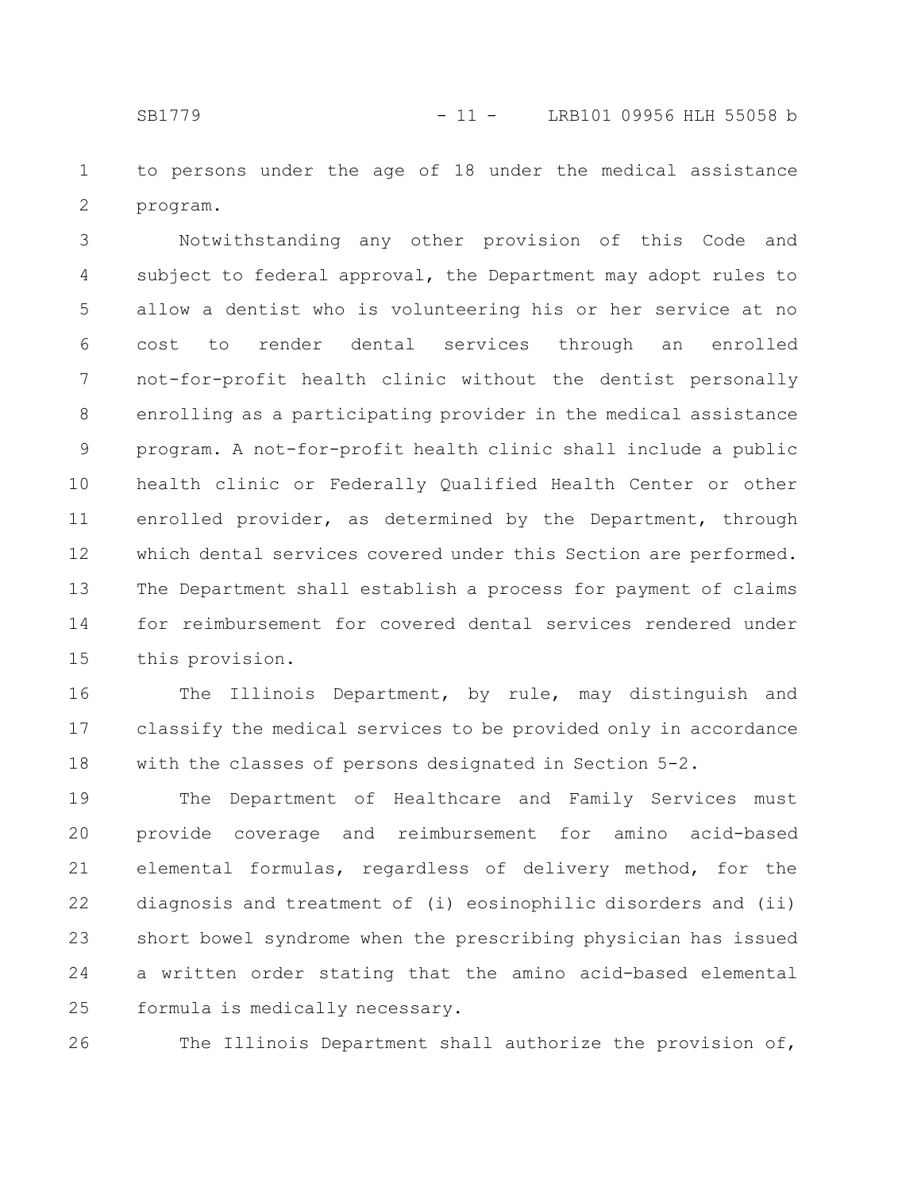to persons under the age of 18 under the medical assistance program.

Notwithstanding any other provision of this Code and subject to federal approval, the Department may adopt rules to allow a dentist who is volunteering his or her service at no cost to render dental services through an enrolled not-for-profit health clinic without the dentist personally enrolling as a participating provider in the medical assistance program. A not-for-profit health clinic shall include a public health clinic or Federally Qualified Health Center or other enrolled provider, as determined by the Department, through which dental services covered under this Section are performed. The Department shall establish a process for payment of claims for reimbursement for covered dental services rendered under this provision.

The Illinois Department, by rule, may distinguish and classify the medical services to be provided only in accordance with the classes of persons designated in Section 5-2.

The Department of Healthcare and Family Services must provide coverage and reimbursement for amino acid-based elemental formulas, regardless of delivery method, for the diagnosis and treatment of (i) eosinophilic disorders and (ii) short bowel syndrome when the prescribing physician has issued a written order stating that the amino acid-based elemental formula is medically necessary.

The Illinois Department shall authorize the provision of,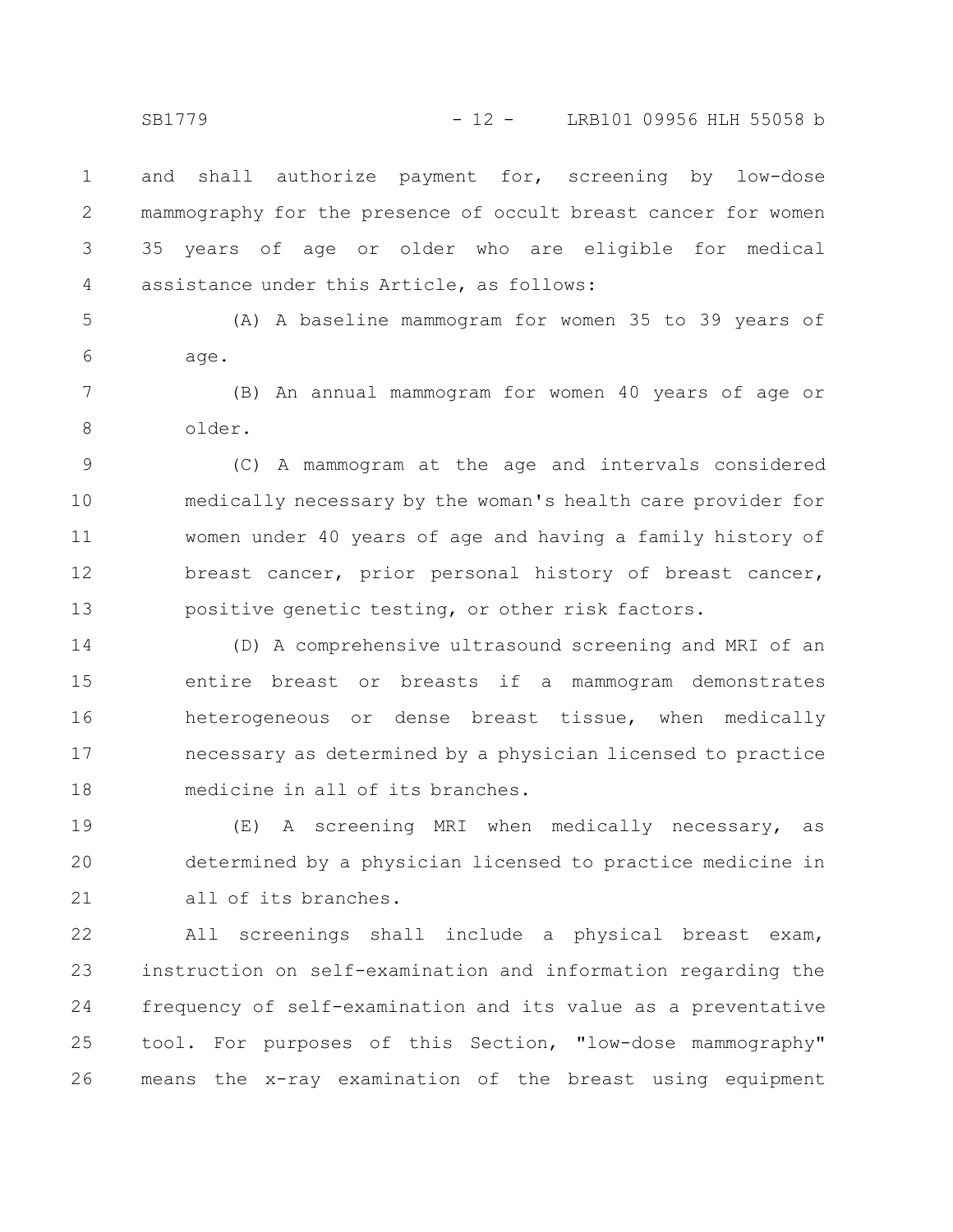and shall authorize payment for, screening by low-dose mammography for the presence of occult breast cancer for women 35 years of age or older who are eligible for medical assistance under this Article, as follows:

(A) A baseline mammogram for women 35 to 39 years of age.

(B) An annual mammogram for women 40 years of age or older.

(C) A mammogram at the age and intervals considered medically necessary by the woman's health care provider for women under 40 years of age and having a family history of breast cancer, prior personal history of breast cancer, positive genetic testing, or other risk factors.

(D) A comprehensive ultrasound screening and MRI of an entire breast or breasts if a mammogram demonstrates heterogeneous or dense breast tissue, when medically necessary as determined by a physician licensed to practice medicine in all of its branches.

(E) A screening MRI when medically necessary, as determined by a physician licensed to practice medicine in all of its branches.

All screenings shall include a physical breast exam, instruction on self-examination and information regarding the frequency of self-examination and its value as a preventative tool. For purposes of this Section, "low-dose mammography" means the x-ray examination of the breast using equipment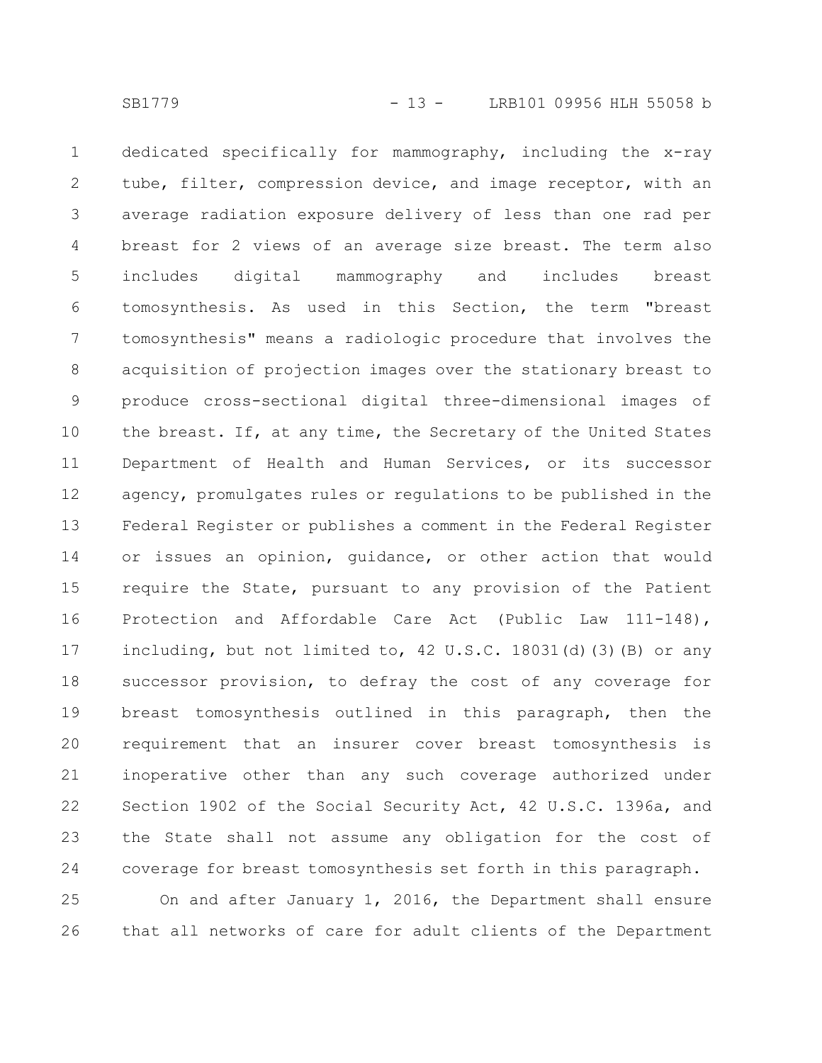dedicated specifically for mammography, including the x-ray tube, filter, compression device, and image receptor, with an average radiation exposure delivery of less than one rad per breast for 2 views of an average size breast. The term also includes digital mammography and includes breast tomosynthesis. As used in this Section, the term "breast tomosynthesis" means a radiologic procedure that involves the acquisition of projection images over the stationary breast to produce cross-sectional digital three-dimensional images of the breast. If, at any time, the Secretary of the United States Department of Health and Human Services, or its successor agency, promulgates rules or regulations to be published in the Federal Register or publishes a comment in the Federal Register or issues an opinion, guidance, or other action that would require the State, pursuant to any provision of the Patient Protection and Affordable Care Act (Public Law 111-148), including, but not limited to, 42 U.S.C. 18031(d)(3)(B) or any successor provision, to defray the cost of any coverage for breast tomosynthesis outlined in this paragraph, then the requirement that an insurer cover breast tomosynthesis is inoperative other than any such coverage authorized under Section 1902 of the Social Security Act, 42 U.S.C. 1396a, and the State shall not assume any obligation for the cost of coverage for breast tomosynthesis set forth in this paragraph.

On and after January 1, 2016, the Department shall ensure that all networks of care for adult clients of the Department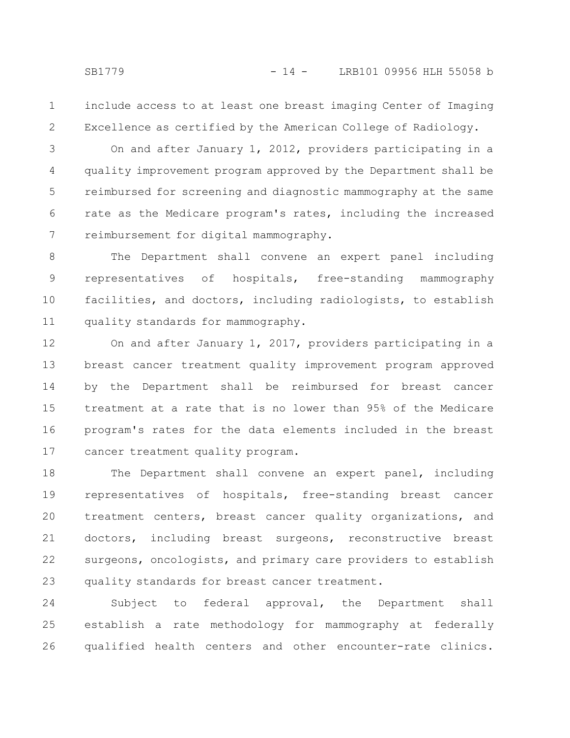include access to at least one breast imaging Center of Imaging Excellence as certified by the American College of Radiology.

On and after January 1, 2012, providers participating in a quality improvement program approved by the Department shall be reimbursed for screening and diagnostic mammography at the same rate as the Medicare program's rates, including the increased reimbursement for digital mammography.

The Department shall convene an expert panel including representatives of hospitals, free-standing mammography facilities, and doctors, including radiologists, to establish quality standards for mammography.

On and after January 1, 2017, providers participating in a breast cancer treatment quality improvement program approved by the Department shall be reimbursed for breast cancer treatment at a rate that is no lower than 95% of the Medicare program's rates for the data elements included in the breast cancer treatment quality program.

The Department shall convene an expert panel, including representatives of hospitals, free-standing breast cancer treatment centers, breast cancer quality organizations, and doctors, including breast surgeons, reconstructive breast surgeons, oncologists, and primary care providers to establish quality standards for breast cancer treatment.

Subject to federal approval, the Department shall establish a rate methodology for mammography at federally qualified health centers and other encounter-rate clinics.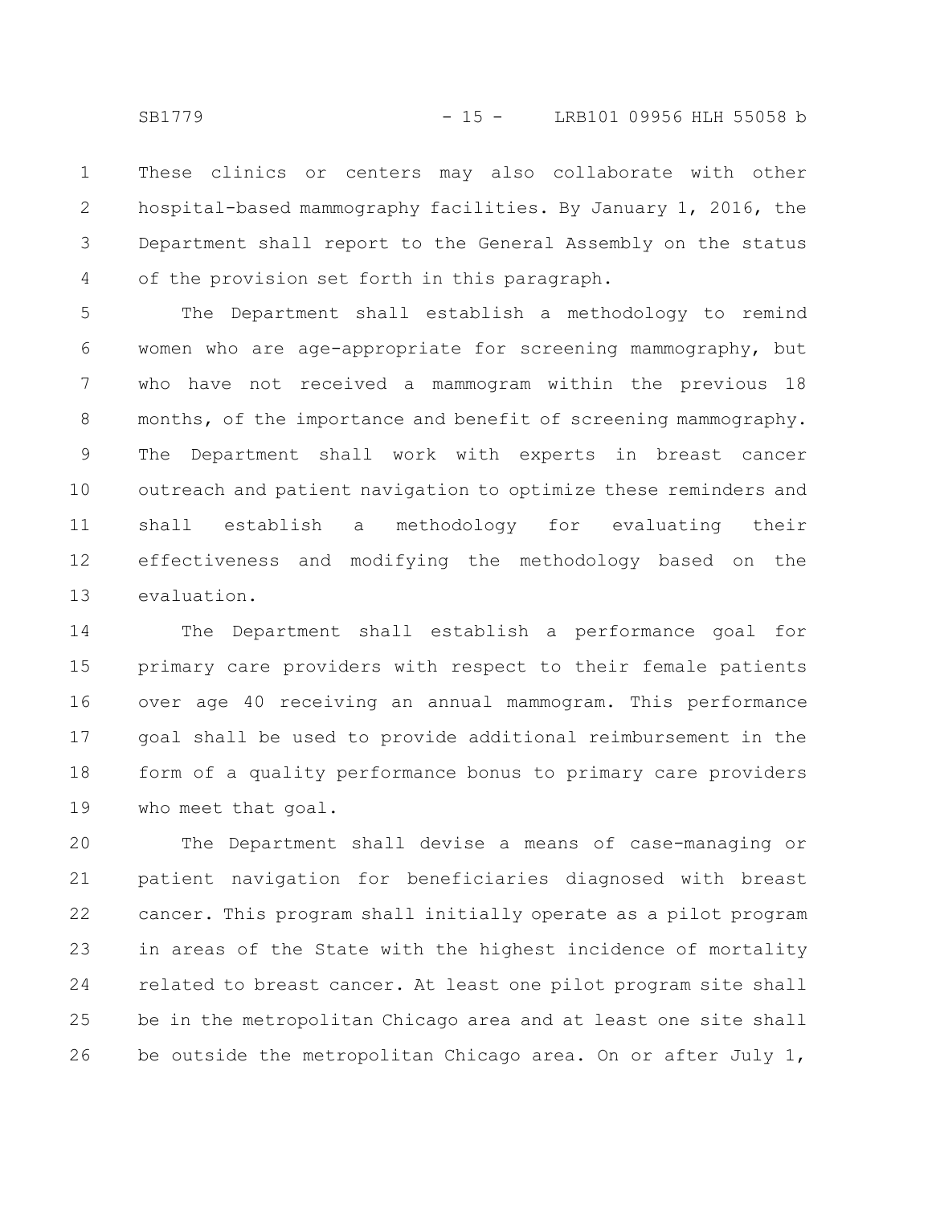These clinics or centers may also collaborate with other hospital-based mammography facilities. By January 1, 2016, the Department shall report to the General Assembly on the status of the provision set forth in this paragraph.

The Department shall establish a methodology to remind women who are age-appropriate for screening mammography, but who have not received a mammogram within the previous 18 months, of the importance and benefit of screening mammography. The Department shall work with experts in breast cancer outreach and patient navigation to optimize these reminders and shall establish a methodology for evaluating their effectiveness and modifying the methodology based on the evaluation.

The Department shall establish a performance goal for primary care providers with respect to their female patients over age 40 receiving an annual mammogram. This performance goal shall be used to provide additional reimbursement in the form of a quality performance bonus to primary care providers who meet that goal.

The Department shall devise a means of case-managing or patient navigation for beneficiaries diagnosed with breast cancer. This program shall initially operate as a pilot program in areas of the State with the highest incidence of mortality related to breast cancer. At least one pilot program site shall be in the metropolitan Chicago area and at least one site shall be outside the metropolitan Chicago area. On or after July 1,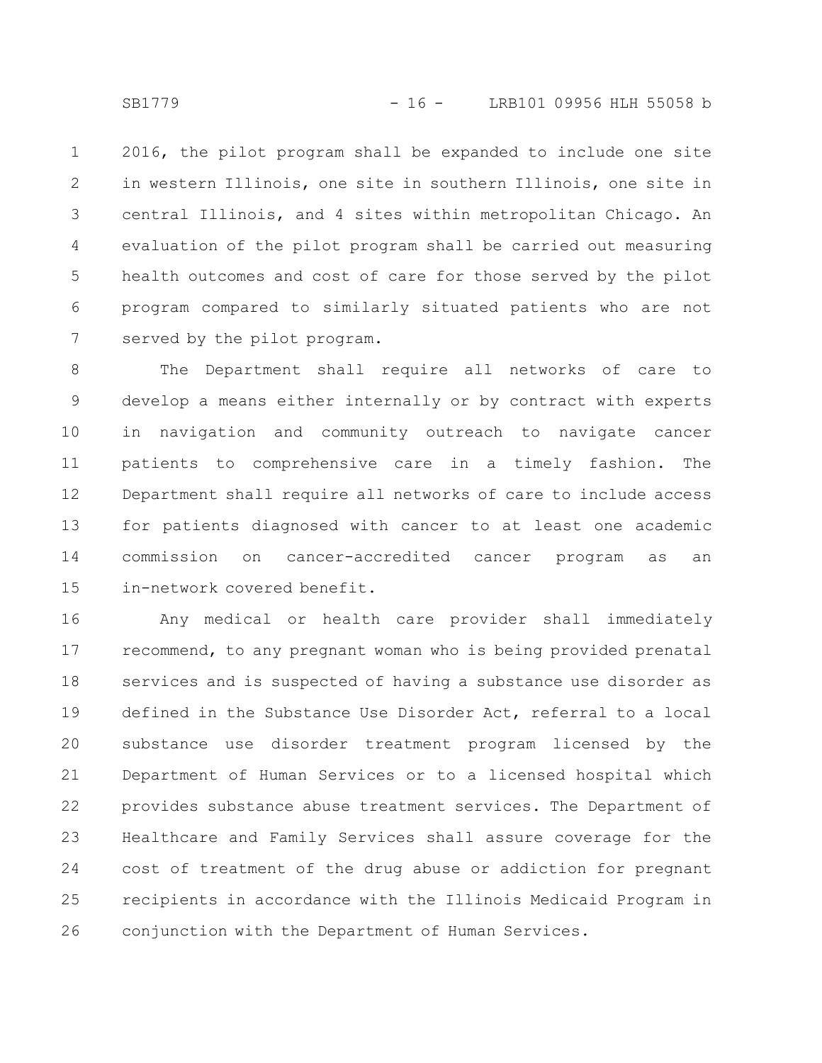2016, the pilot program shall be expanded to include one site in western Illinois, one site in southern Illinois, one site in central Illinois, and 4 sites within metropolitan Chicago. An evaluation of the pilot program shall be carried out measuring health outcomes and cost of care for those served by the pilot program compared to similarly situated patients who are not served by the pilot program.

The Department shall require all networks of care to develop a means either internally or by contract with experts in navigation and community outreach to navigate cancer patients to comprehensive care in a timely fashion. The Department shall require all networks of care to include access for patients diagnosed with cancer to at least one academic commission on cancer-accredited cancer program as an in-network covered benefit.

Any medical or health care provider shall immediately recommend, to any pregnant woman who is being provided prenatal services and is suspected of having a substance use disorder as defined in the Substance Use Disorder Act, referral to a local substance use disorder treatment program licensed by the Department of Human Services or to a licensed hospital which provides substance abuse treatment services. The Department of Healthcare and Family Services shall assure coverage for the cost of treatment of the drug abuse or addiction for pregnant recipients in accordance with the Illinois Medicaid Program in conjunction with the Department of Human Services.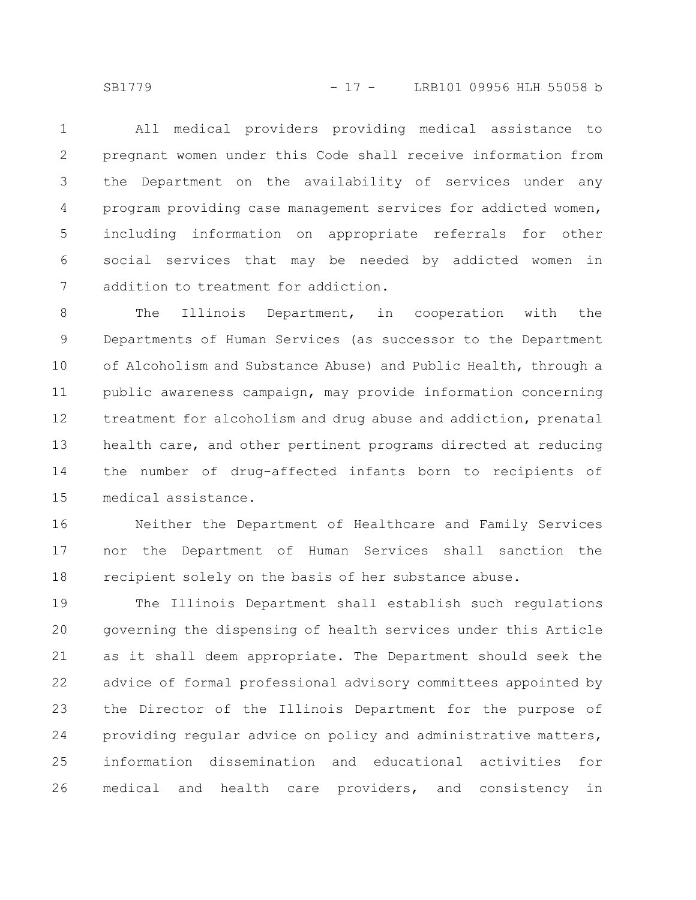All medical providers providing medical assistance to pregnant women under this Code shall receive information from the Department on the availability of services under any program providing case management services for addicted women, including information on appropriate referrals for other social services that may be needed by addicted women in addition to treatment for addiction.

The Illinois Department, in cooperation with the Departments of Human Services (as successor to the Department of Alcoholism and Substance Abuse) and Public Health, through a public awareness campaign, may provide information concerning treatment for alcoholism and drug abuse and addiction, prenatal health care, and other pertinent programs directed at reducing the number of drug-affected infants born to recipients of medical assistance.

Neither the Department of Healthcare and Family Services nor the Department of Human Services shall sanction the recipient solely on the basis of her substance abuse.

The Illinois Department shall establish such regulations governing the dispensing of health services under this Article as it shall deem appropriate. The Department should seek the advice of formal professional advisory committees appointed by the Director of the Illinois Department for the purpose of providing regular advice on policy and administrative matters, information dissemination and educational activities for medical and health care providers, and consistency in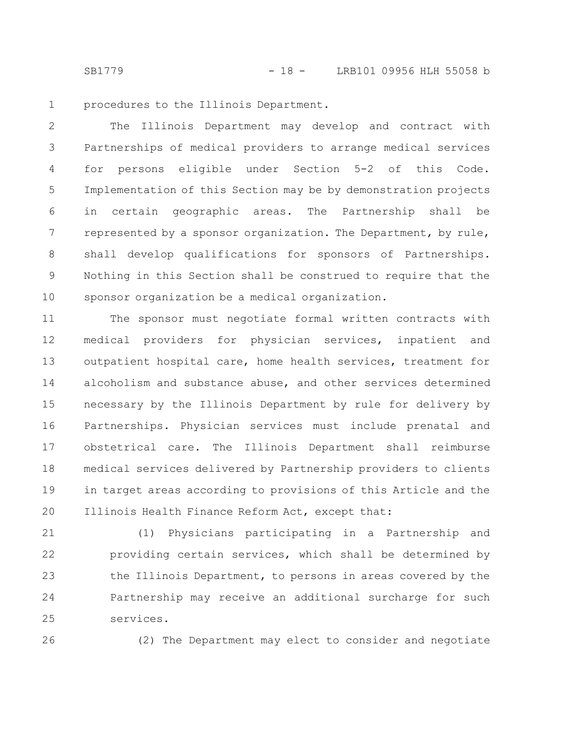procedures to the Illinois Department.

The Illinois Department may develop and contract with Partnerships of medical providers to arrange medical services for persons eligible under Section 5-2 of this Code. Implementation of this Section may be by demonstration projects in certain geographic areas. The Partnership shall be represented by a sponsor organization. The Department, by rule, shall develop qualifications for sponsors of Partnerships. Nothing in this Section shall be construed to require that the sponsor organization be a medical organization.

The sponsor must negotiate formal written contracts with medical providers for physician services, inpatient and outpatient hospital care, home health services, treatment for alcoholism and substance abuse, and other services determined necessary by the Illinois Department by rule for delivery by Partnerships. Physician services must include prenatal and obstetrical care. The Illinois Department shall reimburse medical services delivered by Partnership providers to clients in target areas according to provisions of this Article and the Illinois Health Finance Reform Act, except that:

(1) Physicians participating in a Partnership and providing certain services, which shall be determined by the Illinois Department, to persons in areas covered by the Partnership may receive an additional surcharge for such services.

(2) The Department may elect to consider and negotiate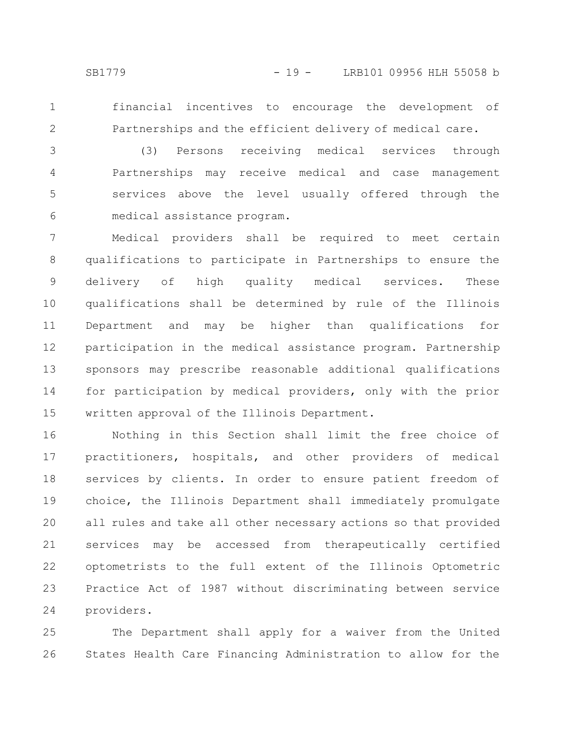financial incentives to encourage the development of Partnerships and the efficient delivery of medical care.

(3) Persons receiving medical services through Partnerships may receive medical and case management services above the level usually offered through the medical assistance program.

Medical providers shall be required to meet certain qualifications to participate in Partnerships to ensure the delivery of high quality medical services. These qualifications shall be determined by rule of the Illinois Department and may be higher than qualifications for participation in the medical assistance program. Partnership sponsors may prescribe reasonable additional qualifications for participation by medical providers, only with the prior written approval of the Illinois Department.

Nothing in this Section shall limit the free choice of practitioners, hospitals, and other providers of medical services by clients. In order to ensure patient freedom of choice, the Illinois Department shall immediately promulgate all rules and take all other necessary actions so that provided services may be accessed from therapeutically certified optometrists to the full extent of the Illinois Optometric Practice Act of 1987 without discriminating between service providers.

The Department shall apply for a waiver from the United States Health Care Financing Administration to allow for the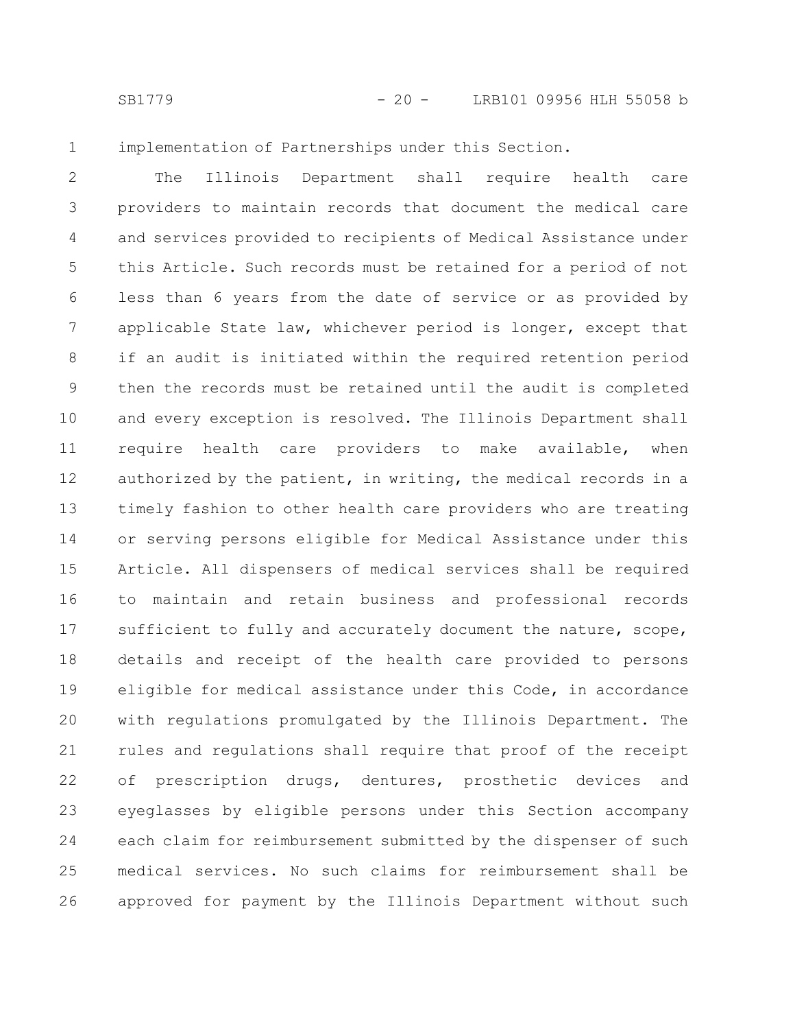implementation of Partnerships under this Section.

The Illinois Department shall require health care providers to maintain records that document the medical care and services provided to recipients of Medical Assistance under this Article. Such records must be retained for a period of not less than 6 years from the date of service or as provided by applicable State law, whichever period is longer, except that if an audit is initiated within the required retention period then the records must be retained until the audit is completed and every exception is resolved. The Illinois Department shall require health care providers to make available, when authorized by the patient, in writing, the medical records in a timely fashion to other health care providers who are treating or serving persons eligible for Medical Assistance under this Article. All dispensers of medical services shall be required to maintain and retain business and professional records sufficient to fully and accurately document the nature, scope, details and receipt of the health care provided to persons eligible for medical assistance under this Code, in accordance with regulations promulgated by the Illinois Department. The rules and regulations shall require that proof of the receipt of prescription drugs, dentures, prosthetic devices and eyeglasses by eligible persons under this Section accompany each claim for reimbursement submitted by the dispenser of such medical services. No such claims for reimbursement shall be approved for payment by the Illinois Department without such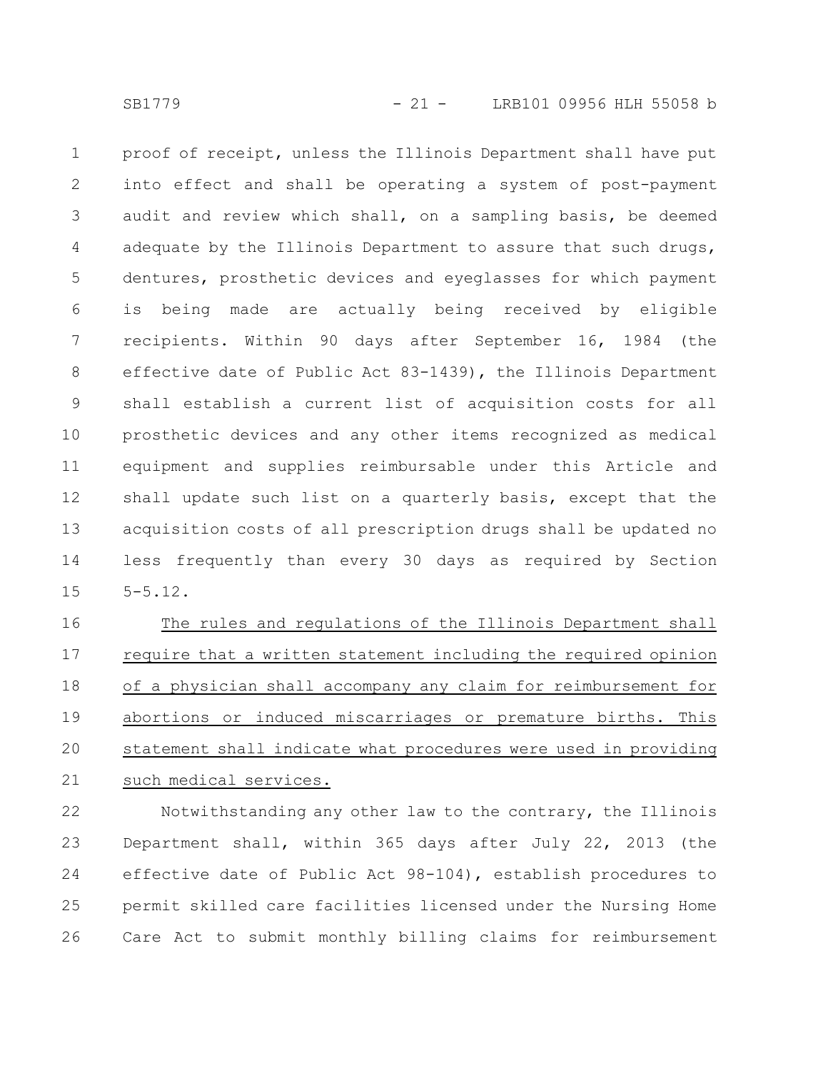proof of receipt, unless the Illinois Department shall have put into effect and shall be operating a system of post-payment audit and review which shall, on a sampling basis, be deemed adequate by the Illinois Department to assure that such drugs, dentures, prosthetic devices and eyeglasses for which payment is being made are actually being received by eligible recipients. Within 90 days after September 16, 1984 (the effective date of Public Act 83-1439), the Illinois Department shall establish a current list of acquisition costs for all prosthetic devices and any other items recognized as medical equipment and supplies reimbursable under this Article and shall update such list on a quarterly basis, except that the acquisition costs of all prescription drugs shall be updated no less frequently than every 30 days as required by Section 5-5.12.

The rules and regulations of the Illinois Department shall require that a written statement including the required opinion of a physician shall accompany any claim for reimbursement for abortions or induced miscarriages or premature births. This statement shall indicate what procedures were used in providing such medical services.

Notwithstanding any other law to the contrary, the Illinois Department shall, within 365 days after July 22, 2013 (the effective date of Public Act 98-104), establish procedures to permit skilled care facilities licensed under the Nursing Home Care Act to submit monthly billing claims for reimbursement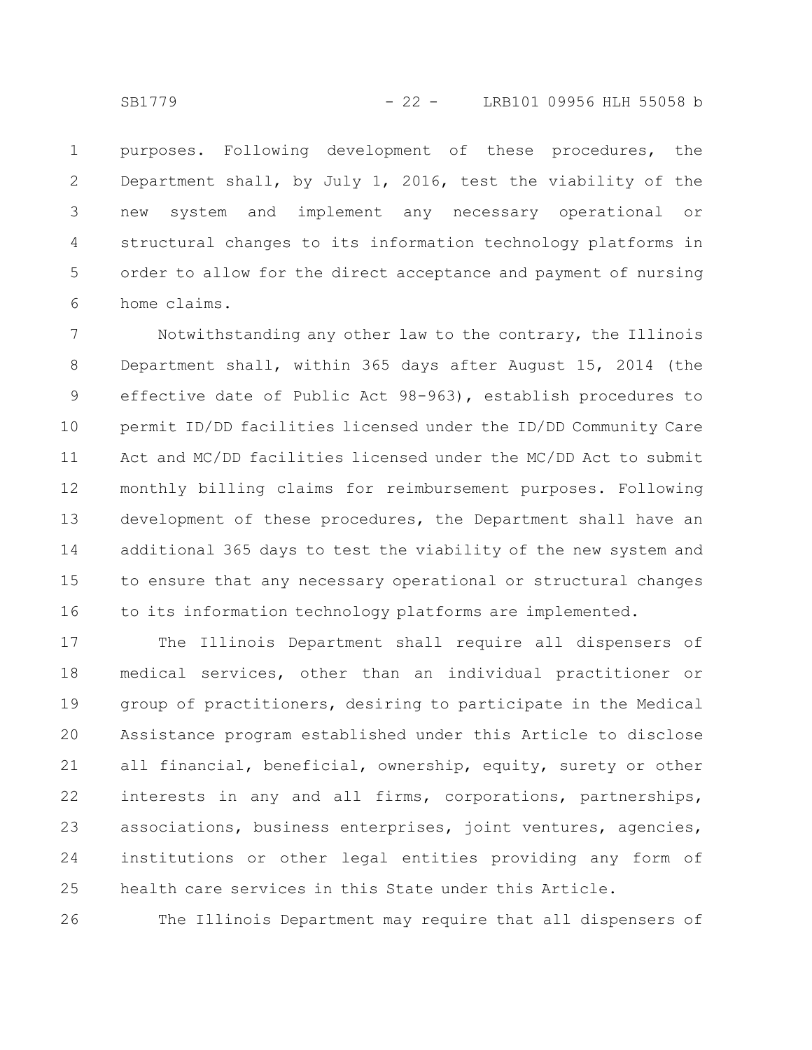purposes. Following development of these procedures, the Department shall, by July 1, 2016, test the viability of the new system and implement any necessary operational or structural changes to its information technology platforms in order to allow for the direct acceptance and payment of nursing home claims.

Notwithstanding any other law to the contrary, the Illinois Department shall, within 365 days after August 15, 2014 (the effective date of Public Act 98-963), establish procedures to permit ID/DD facilities licensed under the ID/DD Community Care Act and MC/DD facilities licensed under the MC/DD Act to submit monthly billing claims for reimbursement purposes. Following development of these procedures, the Department shall have an additional 365 days to test the viability of the new system and to ensure that any necessary operational or structural changes to its information technology platforms are implemented.

The Illinois Department shall require all dispensers of medical services, other than an individual practitioner or group of practitioners, desiring to participate in the Medical Assistance program established under this Article to disclose all financial, beneficial, ownership, equity, surety or other interests in any and all firms, corporations, partnerships, associations, business enterprises, joint ventures, agencies, institutions or other legal entities providing any form of health care services in this State under this Article.

The Illinois Department may require that all dispensers of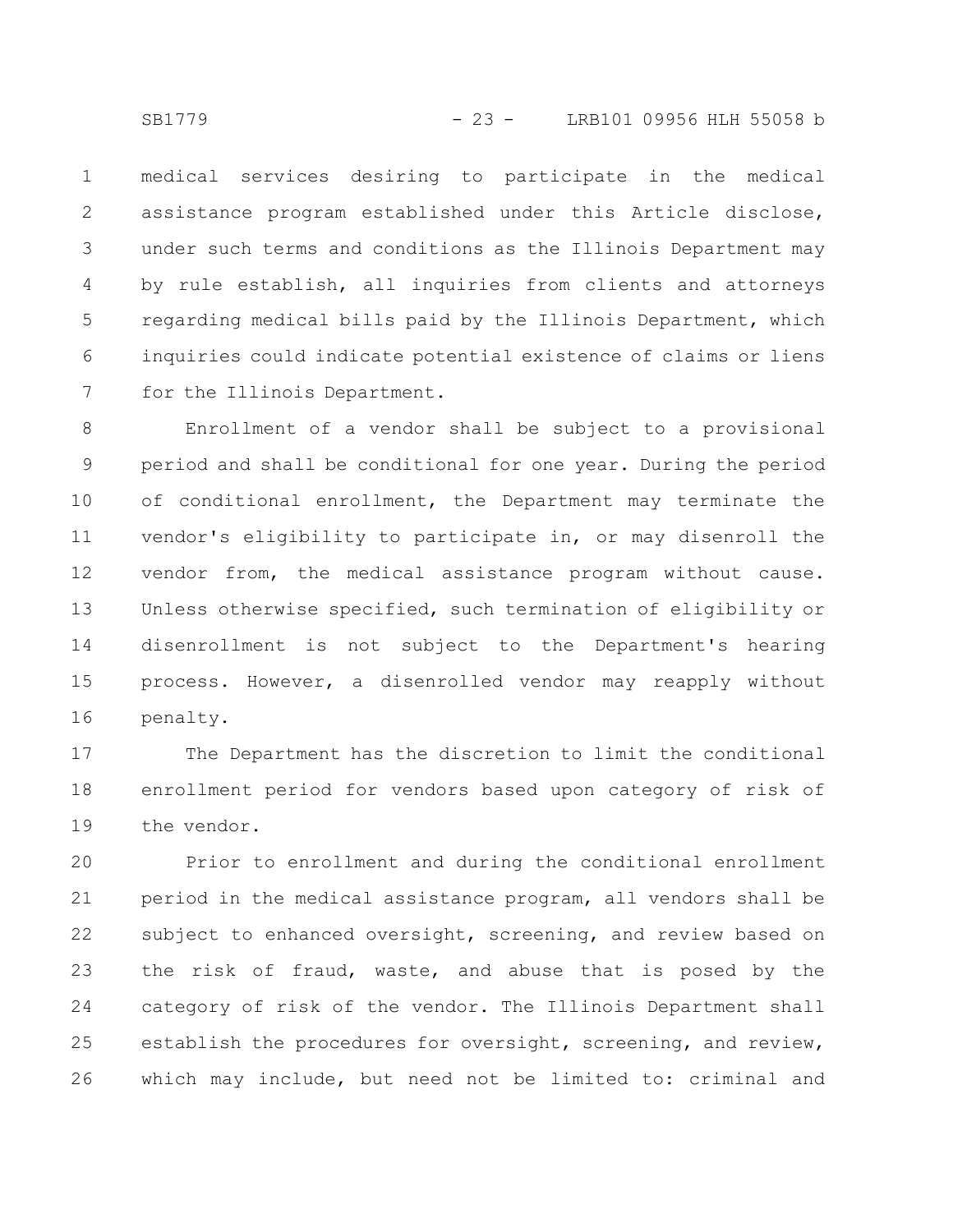medical services desiring to participate in the medical assistance program established under this Article disclose, under such terms and conditions as the Illinois Department may by rule establish, all inquiries from clients and attorneys regarding medical bills paid by the Illinois Department, which inquiries could indicate potential existence of claims or liens for the Illinois Department.

Enrollment of a vendor shall be subject to a provisional period and shall be conditional for one year. During the period of conditional enrollment, the Department may terminate the vendor's eligibility to participate in, or may disenroll the vendor from, the medical assistance program without cause. Unless otherwise specified, such termination of eligibility or disenrollment is not subject to the Department's hearing process. However, a disenrolled vendor may reapply without penalty.

The Department has the discretion to limit the conditional enrollment period for vendors based upon category of risk of the vendor.

Prior to enrollment and during the conditional enrollment period in the medical assistance program, all vendors shall be subject to enhanced oversight, screening, and review based on the risk of fraud, waste, and abuse that is posed by the category of risk of the vendor. The Illinois Department shall establish the procedures for oversight, screening, and review, which may include, but need not be limited to: criminal and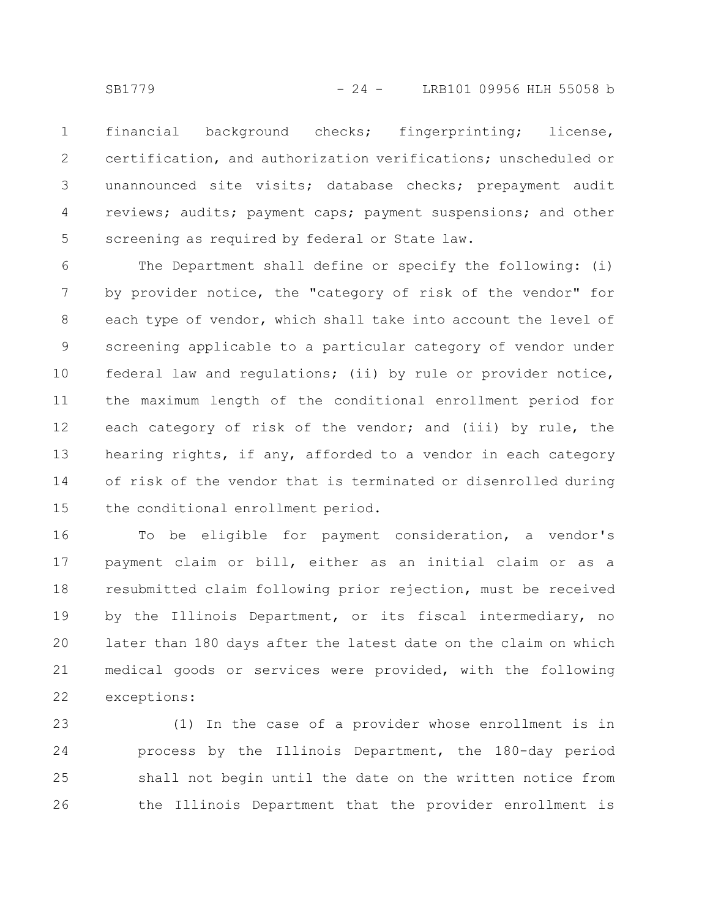financial background checks; fingerprinting; license, certification, and authorization verifications; unscheduled or unannounced site visits; database checks; prepayment audit reviews; audits; payment caps; payment suspensions; and other screening as required by federal or State law.

The Department shall define or specify the following: (i) by provider notice, the "category of risk of the vendor" for each type of vendor, which shall take into account the level of screening applicable to a particular category of vendor under federal law and regulations; (ii) by rule or provider notice, the maximum length of the conditional enrollment period for each category of risk of the vendor; and (iii) by rule, the hearing rights, if any, afforded to a vendor in each category of risk of the vendor that is terminated or disenrolled during the conditional enrollment period.

To be eligible for payment consideration, a vendor's payment claim or bill, either as an initial claim or as a resubmitted claim following prior rejection, must be received by the Illinois Department, or its fiscal intermediary, no later than 180 days after the latest date on the claim on which medical goods or services were provided, with the following exceptions:

(1) In the case of a provider whose enrollment is in process by the Illinois Department, the 180-day period shall not begin until the date on the written notice from the Illinois Department that the provider enrollment is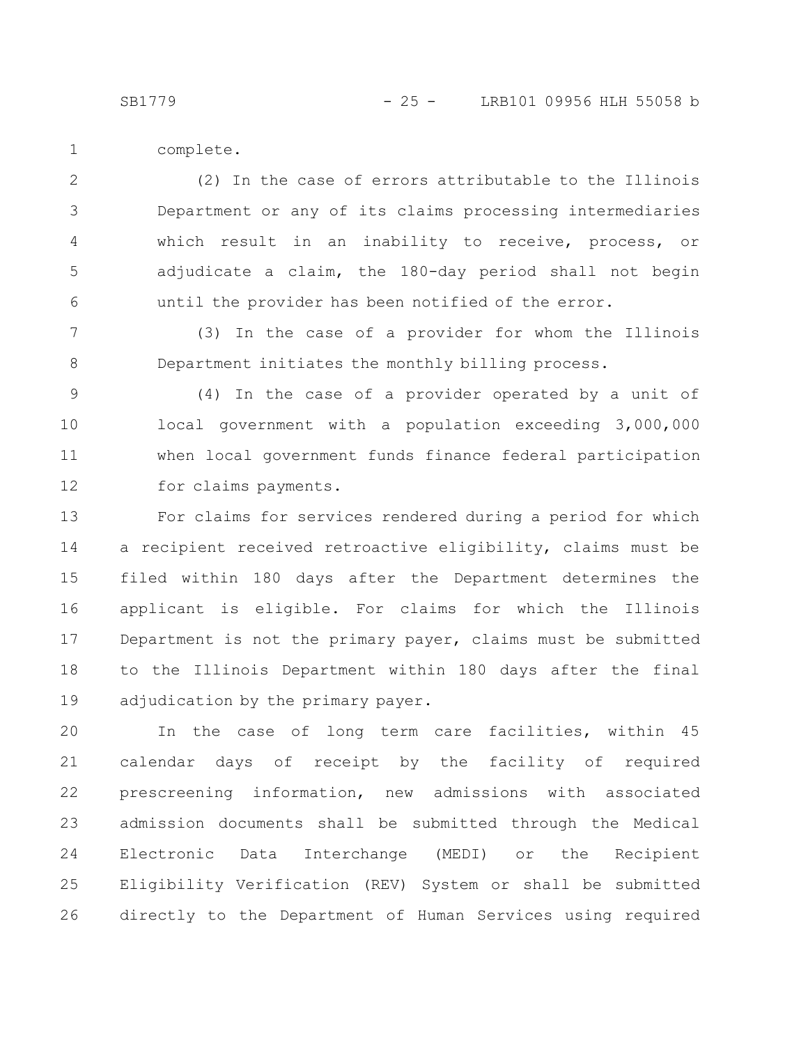complete.

(2) In the case of errors attributable to the Illinois Department or any of its claims processing intermediaries which result in an inability to receive, process, or adjudicate a claim, the 180-day period shall not begin until the provider has been notified of the error.

(3) In the case of a provider for whom the Illinois Department initiates the monthly billing process.

(4) In the case of a provider operated by a unit of local government with a population exceeding 3,000,000 when local government funds finance federal participation for claims payments.

For claims for services rendered during a period for which a recipient received retroactive eligibility, claims must be filed within 180 days after the Department determines the applicant is eligible. For claims for which the Illinois Department is not the primary payer, claims must be submitted to the Illinois Department within 180 days after the final adjudication by the primary payer.

In the case of long term care facilities, within 45 calendar days of receipt by the facility of required prescreening information, new admissions with associated admission documents shall be submitted through the Medical Electronic Data Interchange (MEDI) or the Recipient Eligibility Verification (REV) System or shall be submitted directly to the Department of Human Services using required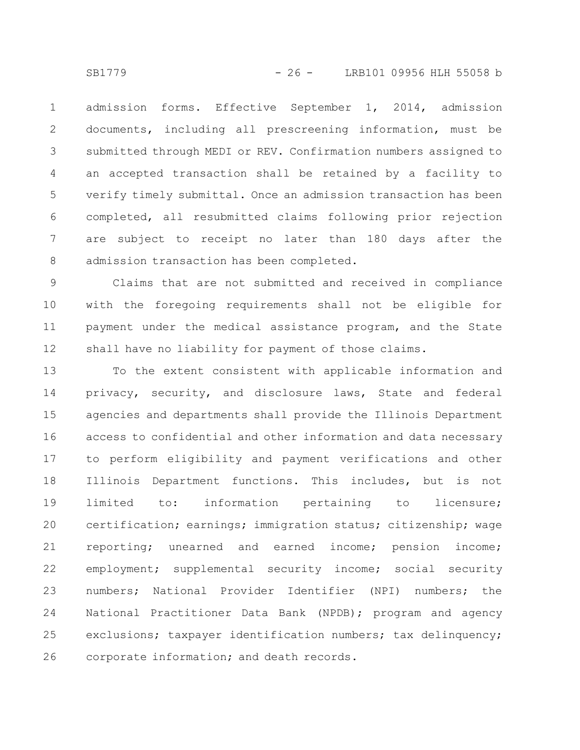admission forms. Effective September 1, 2014, admission documents, including all prescreening information, must be submitted through MEDI or REV. Confirmation numbers assigned to an accepted transaction shall be retained by a facility to verify timely submittal. Once an admission transaction has been completed, all resubmitted claims following prior rejection are subject to receipt no later than 180 days after the admission transaction has been completed.

Claims that are not submitted and received in compliance with the foregoing requirements shall not be eligible for payment under the medical assistance program, and the State shall have no liability for payment of those claims.

To the extent consistent with applicable information and privacy, security, and disclosure laws, State and federal agencies and departments shall provide the Illinois Department access to confidential and other information and data necessary to perform eligibility and payment verifications and other Illinois Department functions. This includes, but is not limited to: information pertaining to licensure; certification; earnings; immigration status; citizenship; wage reporting; unearned and earned income; pension income; employment; supplemental security income; social security numbers; National Provider Identifier (NPI) numbers; the National Practitioner Data Bank (NPDB); program and agency exclusions; taxpayer identification numbers; tax delinquency; corporate information; and death records.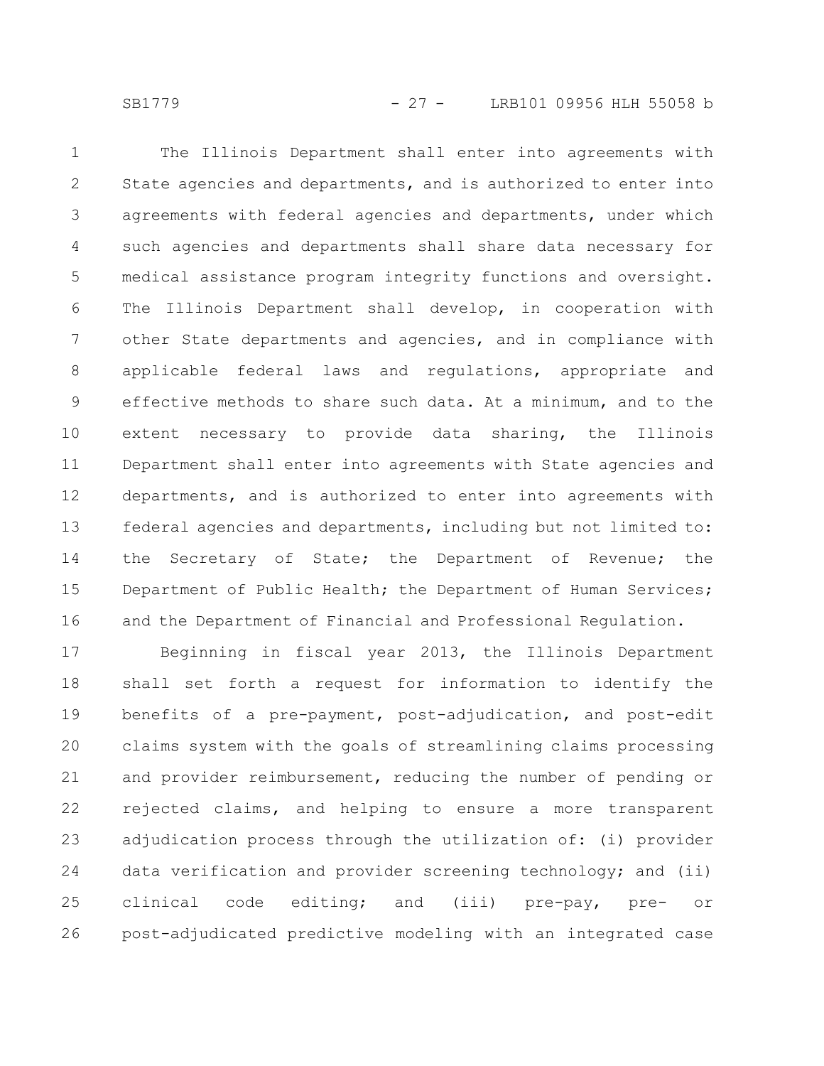The Illinois Department shall enter into agreements with State agencies and departments, and is authorized to enter into agreements with federal agencies and departments, under which such agencies and departments shall share data necessary for medical assistance program integrity functions and oversight. The Illinois Department shall develop, in cooperation with other State departments and agencies, and in compliance with applicable federal laws and regulations, appropriate and effective methods to share such data. At a minimum, and to the extent necessary to provide data sharing, the Illinois Department shall enter into agreements with State agencies and departments, and is authorized to enter into agreements with federal agencies and departments, including but not limited to: the Secretary of State; the Department of Revenue; the Department of Public Health; the Department of Human Services; and the Department of Financial and Professional Regulation.

Beginning in fiscal year 2013, the Illinois Department shall set forth a request for information to identify the benefits of a pre-payment, post-adjudication, and post-edit claims system with the goals of streamlining claims processing and provider reimbursement, reducing the number of pending or rejected claims, and helping to ensure a more transparent adjudication process through the utilization of: (i) provider data verification and provider screening technology; and (ii) clinical code editing; and (iii) pre-pay, pre- or post-adjudicated predictive modeling with an integrated case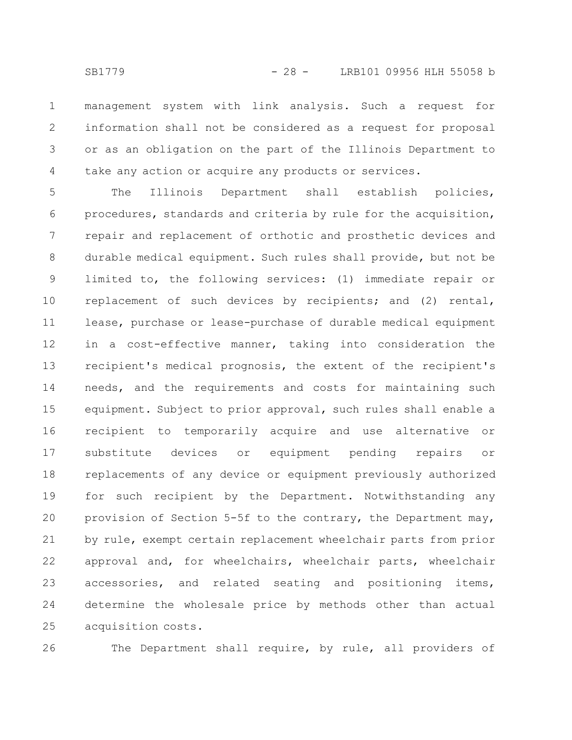management system with link analysis. Such a request for information shall not be considered as a request for proposal or as an obligation on the part of the Illinois Department to take any action or acquire any products or services.

The Illinois Department shall establish policies, procedures, standards and criteria by rule for the acquisition, repair and replacement of orthotic and prosthetic devices and durable medical equipment. Such rules shall provide, but not be limited to, the following services: (1) immediate repair or replacement of such devices by recipients; and (2) rental, lease, purchase or lease-purchase of durable medical equipment in a cost-effective manner, taking into consideration the recipient's medical prognosis, the extent of the recipient's needs, and the requirements and costs for maintaining such equipment. Subject to prior approval, such rules shall enable a recipient to temporarily acquire and use alternative or substitute devices or equipment pending repairs or replacements of any device or equipment previously authorized for such recipient by the Department. Notwithstanding any provision of Section 5-5f to the contrary, the Department may, by rule, exempt certain replacement wheelchair parts from prior approval and, for wheelchairs, wheelchair parts, wheelchair accessories, and related seating and positioning items, determine the wholesale price by methods other than actual acquisition costs.

The Department shall require, by rule, all providers of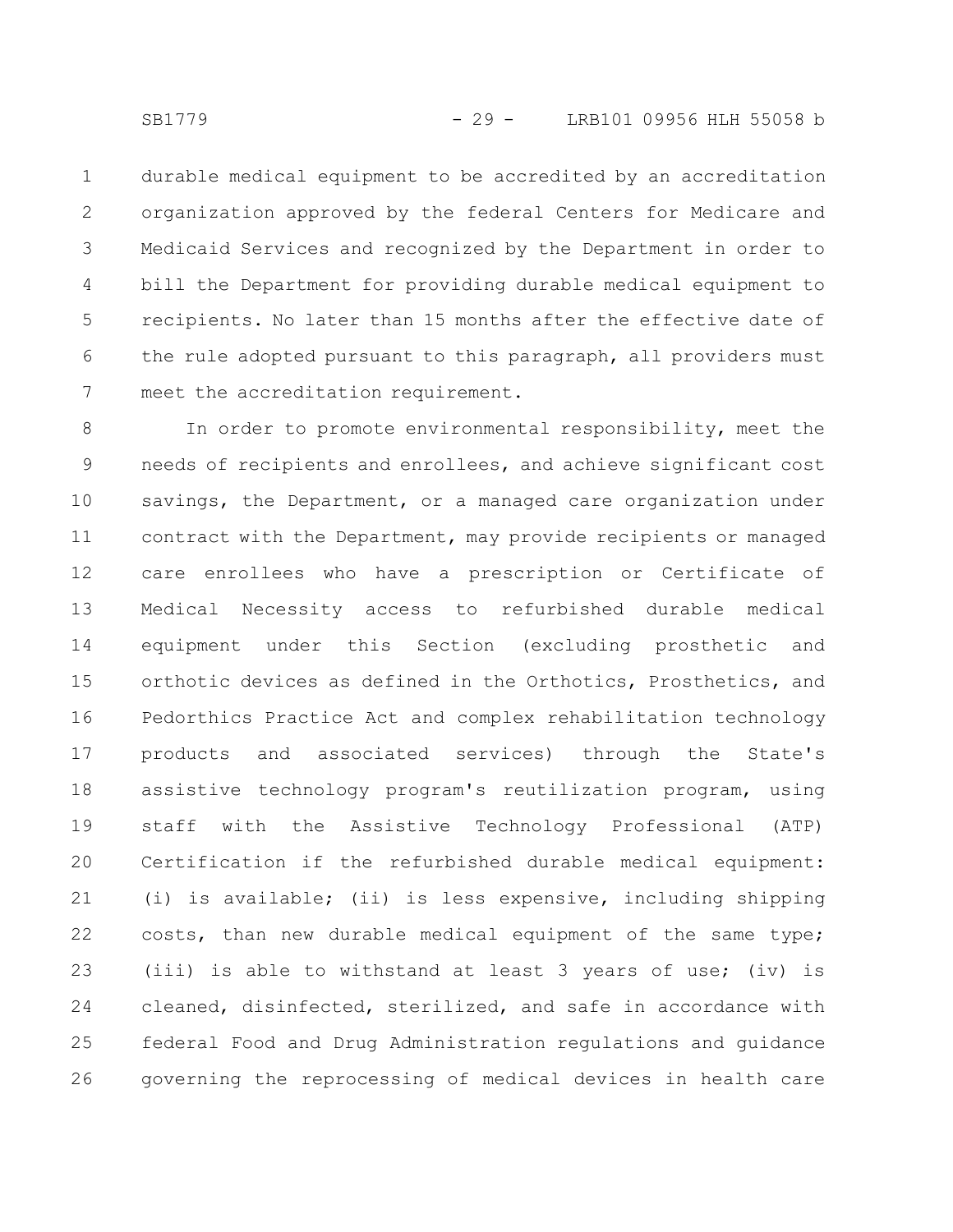durable medical equipment to be accredited by an accreditation organization approved by the federal Centers for Medicare and Medicaid Services and recognized by the Department in order to bill the Department for providing durable medical equipment to recipients. No later than 15 months after the effective date of the rule adopted pursuant to this paragraph, all providers must meet the accreditation requirement.

In order to promote environmental responsibility, meet the needs of recipients and enrollees, and achieve significant cost savings, the Department, or a managed care organization under contract with the Department, may provide recipients or managed care enrollees who have a prescription or Certificate of Medical Necessity access to refurbished durable medical equipment under this Section (excluding prosthetic and orthotic devices as defined in the Orthotics, Prosthetics, and Pedorthics Practice Act and complex rehabilitation technology products and associated services) through the State's assistive technology program's reutilization program, using staff with the Assistive Technology Professional (ATP) Certification if the refurbished durable medical equipment: (i) is available; (ii) is less expensive, including shipping costs, than new durable medical equipment of the same type; (iii) is able to withstand at least 3 years of use; (iv) is cleaned, disinfected, sterilized, and safe in accordance with federal Food and Drug Administration regulations and guidance governing the reprocessing of medical devices in health care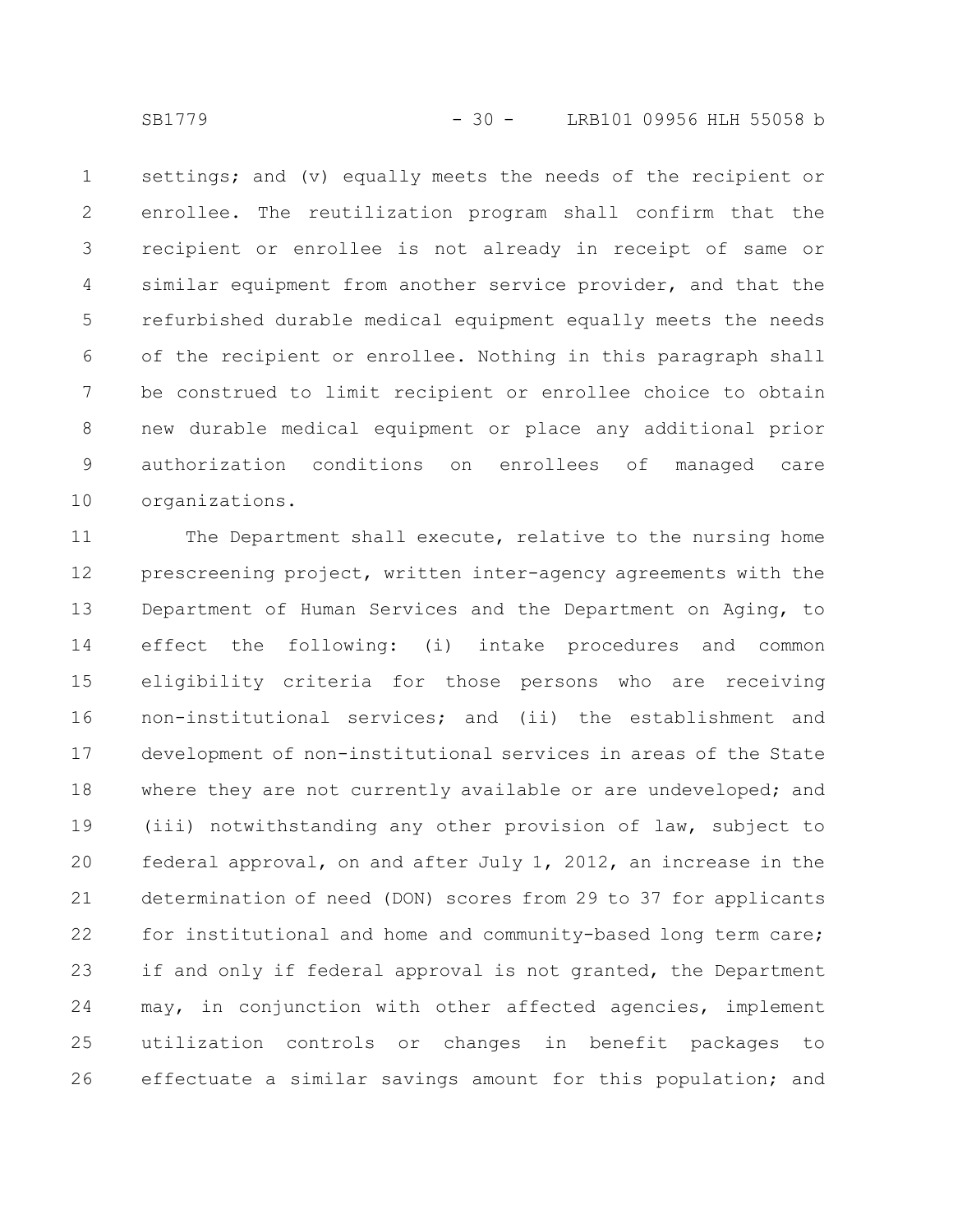settings; and (v) equally meets the needs of the recipient or enrollee. The reutilization program shall confirm that the recipient or enrollee is not already in receipt of same or similar equipment from another service provider, and that the refurbished durable medical equipment equally meets the needs of the recipient or enrollee. Nothing in this paragraph shall be construed to limit recipient or enrollee choice to obtain new durable medical equipment or place any additional prior authorization conditions on enrollees of managed care organizations.

The Department shall execute, relative to the nursing home prescreening project, written inter-agency agreements with the Department of Human Services and the Department on Aging, to effect the following: (i) intake procedures and common eligibility criteria for those persons who are receiving non-institutional services; and (ii) the establishment and development of non-institutional services in areas of the State where they are not currently available or are undeveloped; and (iii) notwithstanding any other provision of law, subject to federal approval, on and after July 1, 2012, an increase in the determination of need (DON) scores from 29 to 37 for applicants for institutional and home and community-based long term care; if and only if federal approval is not granted, the Department may, in conjunction with other affected agencies, implement utilization controls or changes in benefit packages to effectuate a similar savings amount for this population; and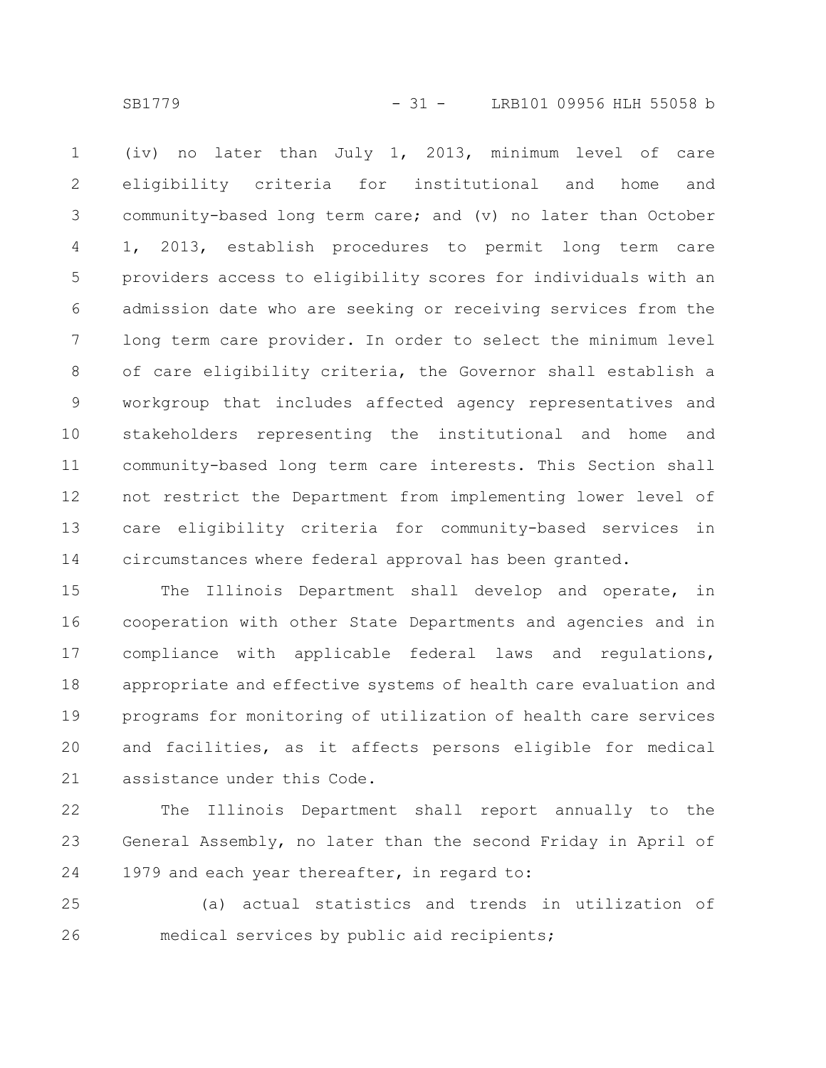(iv) no later than July 1, 2013, minimum level of care eligibility criteria for institutional and home and community-based long term care; and (v) no later than October 1, 2013, establish procedures to permit long term care providers access to eligibility scores for individuals with an admission date who are seeking or receiving services from the long term care provider. In order to select the minimum level of care eligibility criteria, the Governor shall establish a workgroup that includes affected agency representatives and stakeholders representing the institutional and home and community-based long term care interests. This Section shall not restrict the Department from implementing lower level of care eligibility criteria for community-based services in circumstances where federal approval has been granted.

The Illinois Department shall develop and operate, in cooperation with other State Departments and agencies and in compliance with applicable federal laws and regulations, appropriate and effective systems of health care evaluation and programs for monitoring of utilization of health care services and facilities, as it affects persons eligible for medical assistance under this Code.

The Illinois Department shall report annually to the General Assembly, no later than the second Friday in April of 1979 and each year thereafter, in regard to:

(a) actual statistics and trends in utilization of medical services by public aid recipients;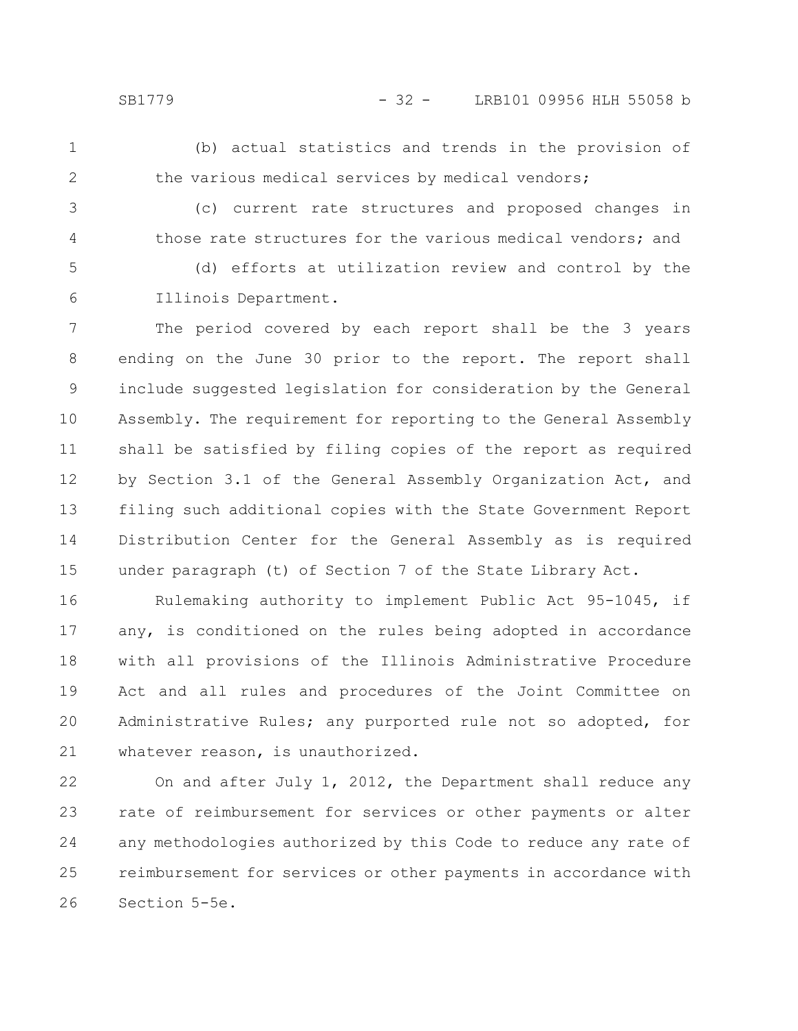(b) actual statistics and trends in the provision of the various medical services by medical vendors;

(c) current rate structures and proposed changes in those rate structures for the various medical vendors; and

(d) efforts at utilization review and control by the Illinois Department.

The period covered by each report shall be the 3 years ending on the June 30 prior to the report. The report shall include suggested legislation for consideration by the General Assembly. The requirement for reporting to the General Assembly shall be satisfied by filing copies of the report as required by Section 3.1 of the General Assembly Organization Act, and filing such additional copies with the State Government Report Distribution Center for the General Assembly as is required under paragraph (t) of Section 7 of the State Library Act.

Rulemaking authority to implement Public Act 95-1045, if any, is conditioned on the rules being adopted in accordance with all provisions of the Illinois Administrative Procedure Act and all rules and procedures of the Joint Committee on Administrative Rules; any purported rule not so adopted, for whatever reason, is unauthorized.

On and after July 1, 2012, the Department shall reduce any rate of reimbursement for services or other payments or alter any methodologies authorized by this Code to reduce any rate of reimbursement for services or other payments in accordance with Section 5-5e.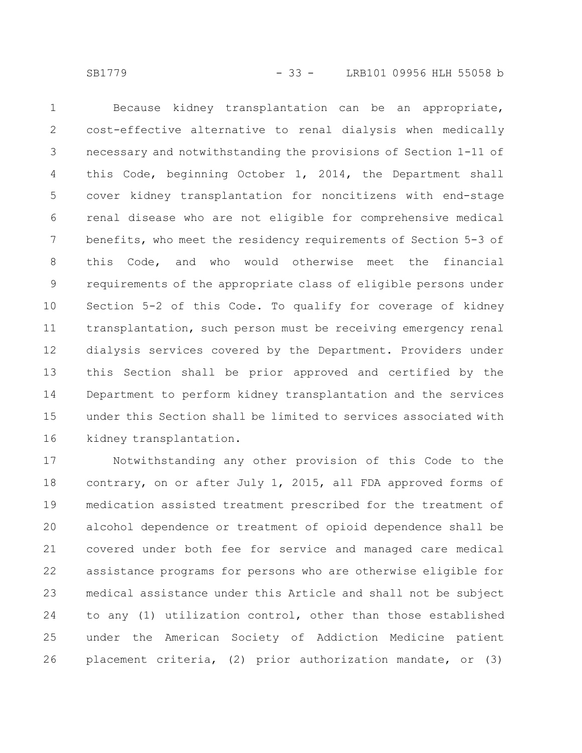Because kidney transplantation can be an appropriate, cost-effective alternative to renal dialysis when medically necessary and notwithstanding the provisions of Section 1-11 of this Code, beginning October 1, 2014, the Department shall cover kidney transplantation for noncitizens with end-stage renal disease who are not eligible for comprehensive medical benefits, who meet the residency requirements of Section 5-3 of this Code, and who would otherwise meet the financial requirements of the appropriate class of eligible persons under Section 5-2 of this Code. To qualify for coverage of kidney transplantation, such person must be receiving emergency renal dialysis services covered by the Department. Providers under this Section shall be prior approved and certified by the Department to perform kidney transplantation and the services under this Section shall be limited to services associated with kidney transplantation.

Notwithstanding any other provision of this Code to the contrary, on or after July 1, 2015, all FDA approved forms of medication assisted treatment prescribed for the treatment of alcohol dependence or treatment of opioid dependence shall be covered under both fee for service and managed care medical assistance programs for persons who are otherwise eligible for medical assistance under this Article and shall not be subject to any (1) utilization control, other than those established under the American Society of Addiction Medicine patient placement criteria, (2) prior authorization mandate, or (3)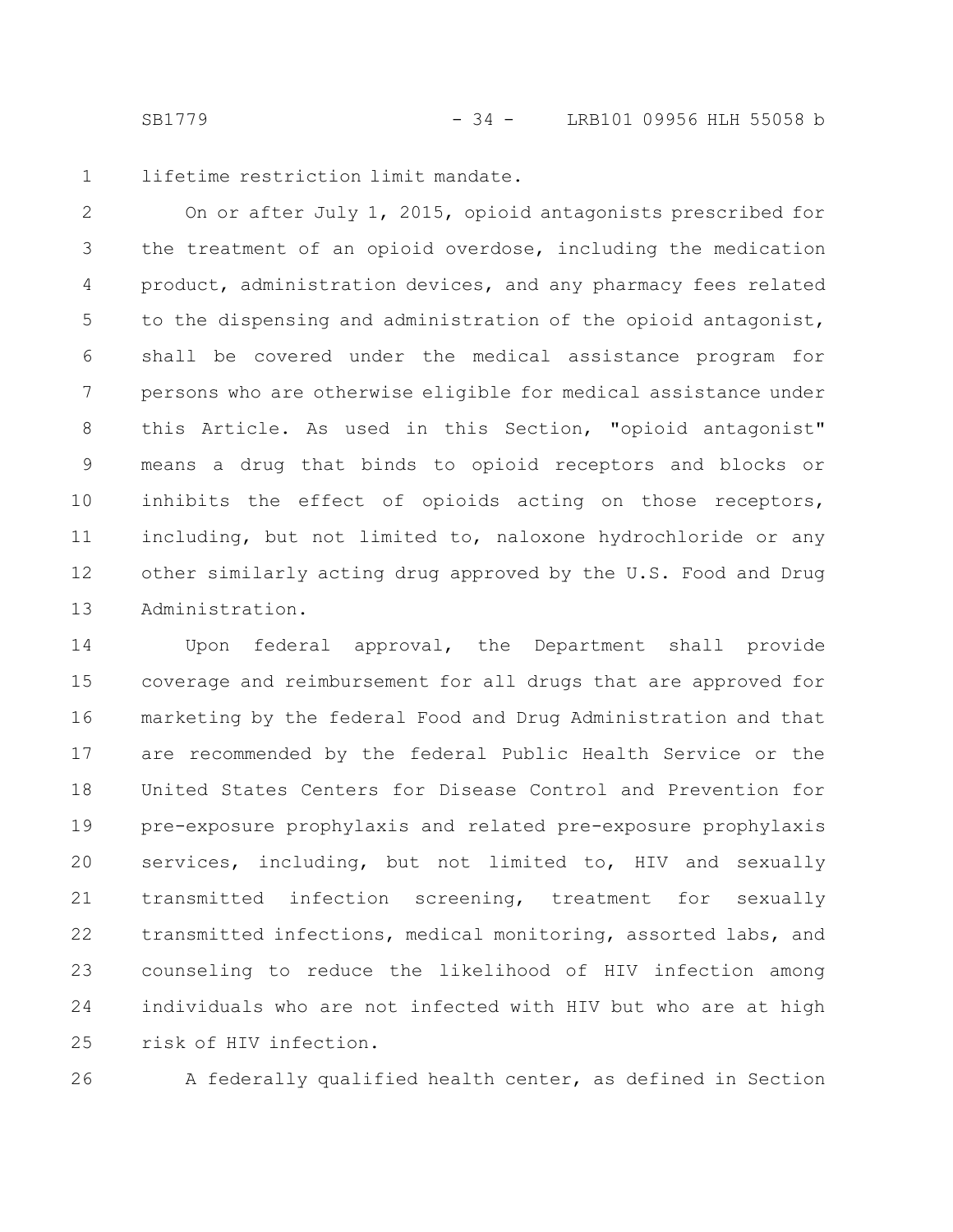lifetime restriction limit mandate.

On or after July 1, 2015, opioid antagonists prescribed for the treatment of an opioid overdose, including the medication product, administration devices, and any pharmacy fees related to the dispensing and administration of the opioid antagonist, shall be covered under the medical assistance program for persons who are otherwise eligible for medical assistance under this Article. As used in this Section, "opioid antagonist" means a drug that binds to opioid receptors and blocks or inhibits the effect of opioids acting on those receptors, including, but not limited to, naloxone hydrochloride or any other similarly acting drug approved by the U.S. Food and Drug Administration.

Upon federal approval, the Department shall provide coverage and reimbursement for all drugs that are approved for marketing by the federal Food and Drug Administration and that are recommended by the federal Public Health Service or the United States Centers for Disease Control and Prevention for pre-exposure prophylaxis and related pre-exposure prophylaxis services, including, but not limited to, HIV and sexually transmitted infection screening, treatment for sexually transmitted infections, medical monitoring, assorted labs, and counseling to reduce the likelihood of HIV infection among individuals who are not infected with HIV but who are at high risk of HIV infection.

A federally qualified health center, as defined in Section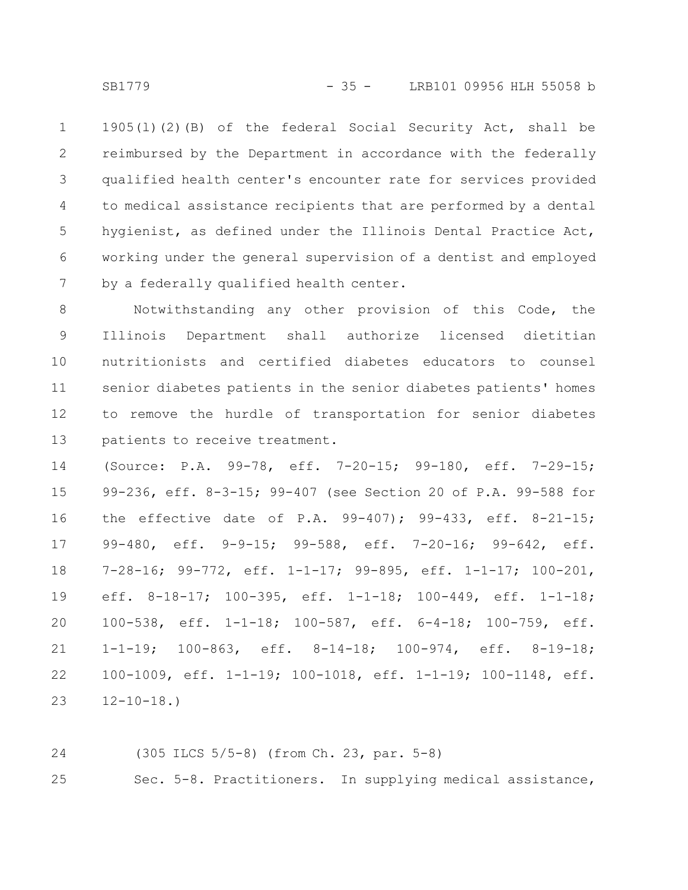1905(l)(2)(B) of the federal Social Security Act, shall be reimbursed by the Department in accordance with the federally qualified health center's encounter rate for services provided to medical assistance recipients that are performed by a dental hygienist, as defined under the Illinois Dental Practice Act, working under the general supervision of a dentist and employed by a federally qualified health center.

Notwithstanding any other provision of this Code, the Illinois Department shall authorize licensed dietitian nutritionists and certified diabetes educators to counsel senior diabetes patients in the senior diabetes patients' homes to remove the hurdle of transportation for senior diabetes patients to receive treatment.

(Source: P.A. 99-78, eff. 7-20-15; 99-180, eff. 7-29-15; 99-236, eff. 8-3-15; 99-407 (see Section 20 of P.A. 99-588 for the effective date of P.A. 99-407); 99-433, eff. 8-21-15; 99-480, eff. 9-9-15; 99-588, eff. 7-20-16; 99-642, eff. 7-28-16; 99-772, eff. 1-1-17; 99-895, eff. 1-1-17; 100-201, eff. 8-18-17; 100-395, eff. 1-1-18; 100-449, eff. 1-1-18; 100-538, eff. 1-1-18; 100-587, eff. 6-4-18; 100-759, eff. 1-1-19; 100-863, eff. 8-14-18; 100-974, eff. 8-19-18; 100-1009, eff. 1-1-19; 100-1018, eff. 1-1-19; 100-1148, eff. 12-10-18.)

(305 ILCS 5/5-8) (from Ch. 23, par. 5-8)

Sec. 5-8. Practitioners. In supplying medical assistance,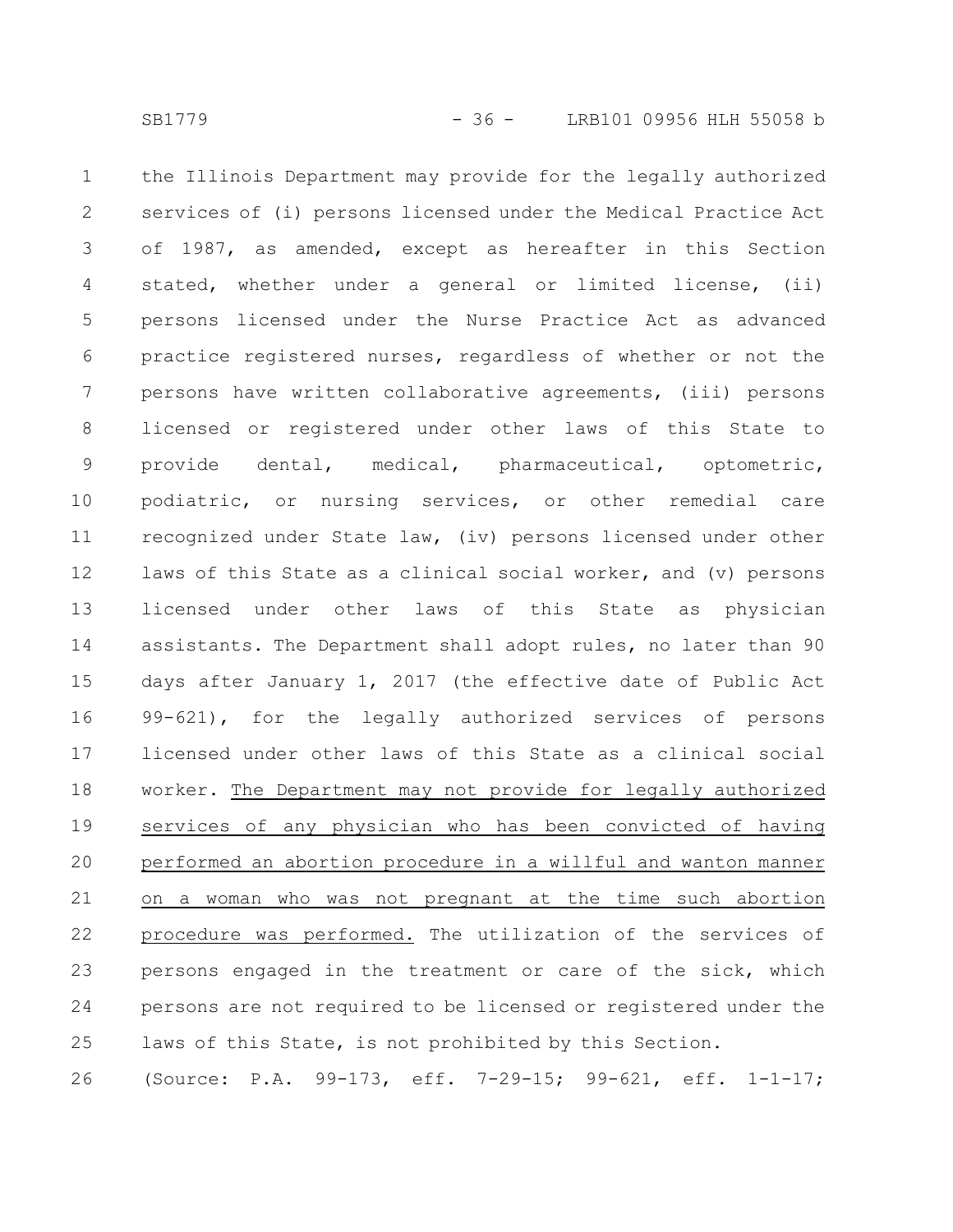the Illinois Department may provide for the legally authorized services of (i) persons licensed under the Medical Practice Act of 1987, as amended, except as hereafter in this Section stated, whether under a general or limited license, (ii) persons licensed under the Nurse Practice Act as advanced practice registered nurses, regardless of whether or not the persons have written collaborative agreements, (iii) persons licensed or registered under other laws of this State to provide dental, medical, pharmaceutical, optometric, podiatric, or nursing services, or other remedial care recognized under State law, (iv) persons licensed under other laws of this State as a clinical social worker, and (v) persons licensed under other laws of this State as physician assistants. The Department shall adopt rules, no later than 90 days after January 1, 2017 (the effective date of Public Act 99-621), for the legally authorized services of persons licensed under other laws of this State as a clinical social worker. <u>The Department may not provide for legally authorized services of any physician who has been convicted of having performed an abortion procedure in a willful and wanton manner on a woman who was not pregnant at the time such abortion procedure was performed.</u> The utilization of the services of persons engaged in the treatment or care of the sick, which persons are not required to be licensed or registered under the laws of this State, is not prohibited by this Section.

(Source: P.A. 99-173, eff. 7-29-15; 99-621, eff. 1-1-17;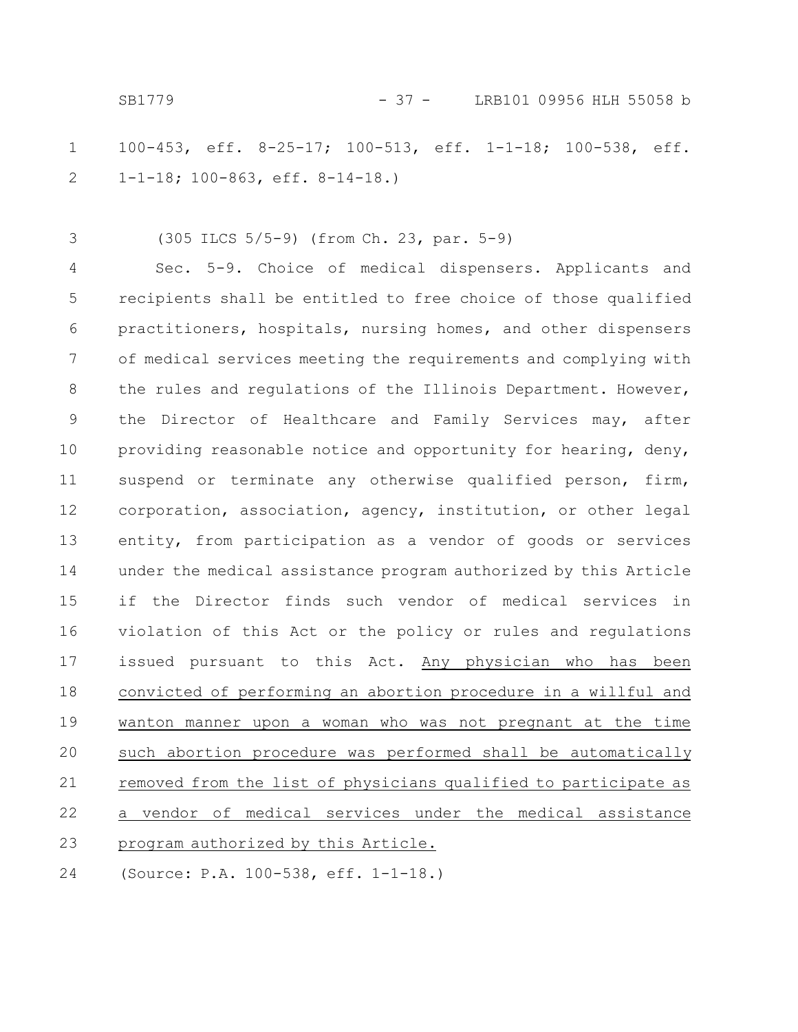100-453, eff. 8-25-17; 100-513, eff. 1-1-18; 100-538, eff. 1-1-18; 100-863, eff. 8-14-18.)

(305 ILCS 5/5-9) (from Ch. 23, par. 5-9)

Sec. 5-9. Choice of medical dispensers. Applicants and recipients shall be entitled to free choice of those qualified practitioners, hospitals, nursing homes, and other dispensers of medical services meeting the requirements and complying with the rules and regulations of the Illinois Department. However, the Director of Healthcare and Family Services may, after providing reasonable notice and opportunity for hearing, deny, suspend or terminate any otherwise qualified person, firm, corporation, association, agency, institution, or other legal entity, from participation as a vendor of goods or services under the medical assistance program authorized by this Article if the Director finds such vendor of medical services in violation of this Act or the policy or rules and regulations issued pursuant to this Act. Any physician who has been convicted of performing an abortion procedure in a willful and wanton manner upon a woman who was not pregnant at the time such abortion procedure was performed shall be automatically removed from the list of physicians qualified to participate as a vendor of medical services under the medical assistance program authorized by this Article.

(Source: P.A. 100-538, eff. 1-1-18.)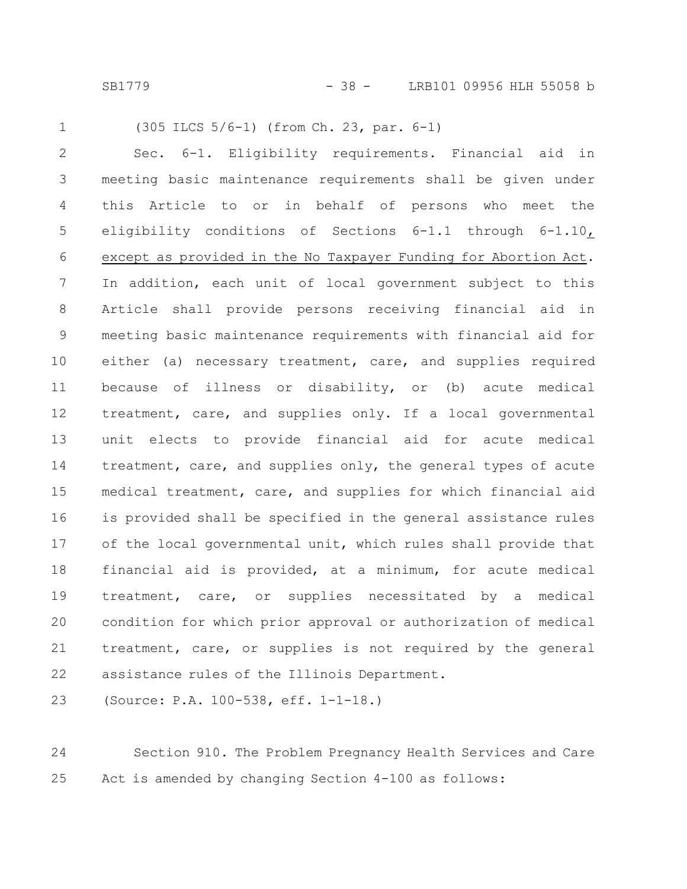(305 ILCS 5/6-1) (from Ch. 23, par. 6-1)

Sec. 6-1. Eligibility requirements. Financial aid in meeting basic maintenance requirements shall be given under this Article to or in behalf of persons who meet the eligibility conditions of Sections 6-1.1 through 6-1.10, except as provided in the No Taxpayer Funding for Abortion Act. In addition, each unit of local government subject to this Article shall provide persons receiving financial aid in meeting basic maintenance requirements with financial aid for either (a) necessary treatment, care, and supplies required because of illness or disability, or (b) acute medical treatment, care, and supplies only. If a local governmental unit elects to provide financial aid for acute medical treatment, care, and supplies only, the general types of acute medical treatment, care, and supplies for which financial aid is provided shall be specified in the general assistance rules of the local governmental unit, which rules shall provide that financial aid is provided, at a minimum, for acute medical treatment, care, or supplies necessitated by a medical condition for which prior approval or authorization of medical treatment, care, or supplies is not required by the general assistance rules of the Illinois Department.

(Source: P.A. 100-538, eff. 1-1-18.)

Section 910. The Problem Pregnancy Health Services and Care Act is amended by changing Section 4-100 as follows: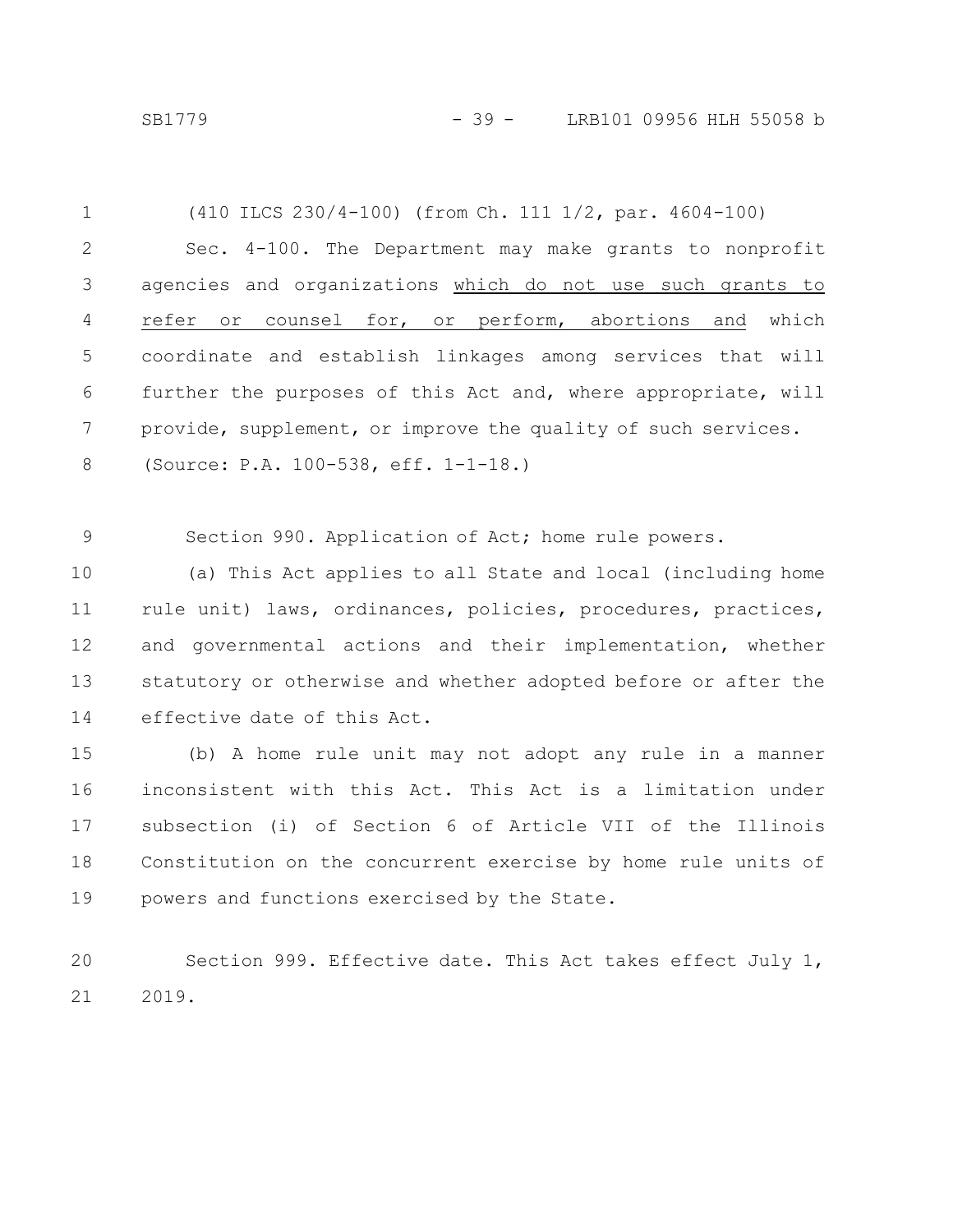(410 ILCS 230/4-100) (from Ch. 111 1/2, par. 4604-100)

Sec. 4-100. The Department may make grants to nonprofit agencies and organizations which do not use such grants to refer or counsel for, or perform, abortions and which coordinate and establish linkages among services that will further the purposes of this Act and, where appropriate, will provide, supplement, or improve the quality of such services.

(Source: P.A. 100-538, eff. 1-1-18.)

Section 990. Application of Act; home rule powers.

(a) This Act applies to all State and local (including home rule unit) laws, ordinances, policies, procedures, practices, and governmental actions and their implementation, whether statutory or otherwise and whether adopted before or after the effective date of this Act.

(b) A home rule unit may not adopt any rule in a manner inconsistent with this Act. This Act is a limitation under subsection (i) of Section 6 of Article VII of the Illinois Constitution on the concurrent exercise by home rule units of powers and functions exercised by the State.

Section 999. Effective date. This Act takes effect July 1, 2019.